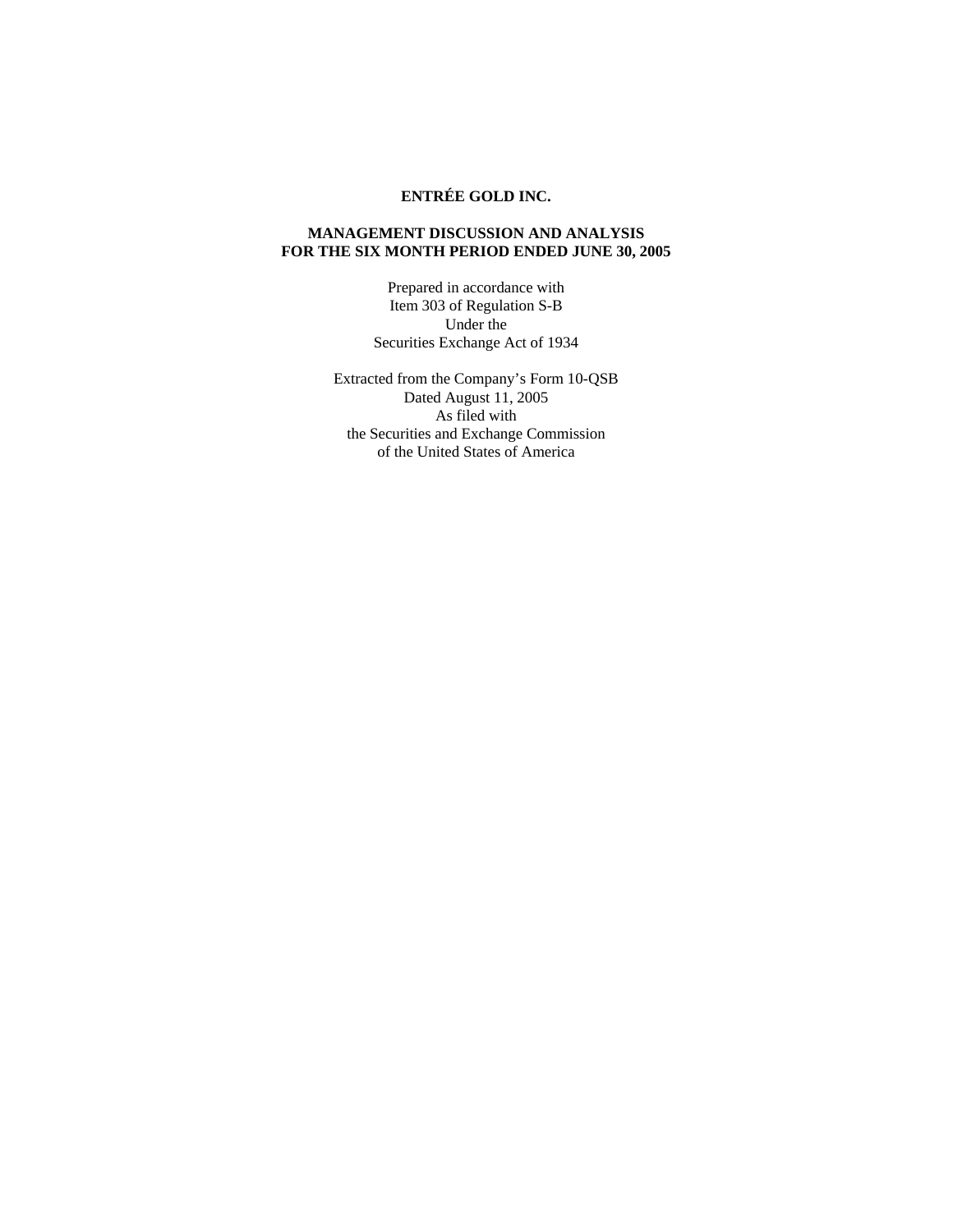# ENTRÉE GOLD INC.

## MANAGEMENT DISCUSSION AND ANALYSIS FOR THE SIX MONTH PERIOD ENDED JUNE 30, 2005

Prepared in accordance with
Item 303 of Regulation S-B
Under the
Securities Exchange Act of 1934

Extracted from the Company's Form 10-QSB
Dated August 11, 2005
As filed with
the Securities and Exchange Commission
of the United States of America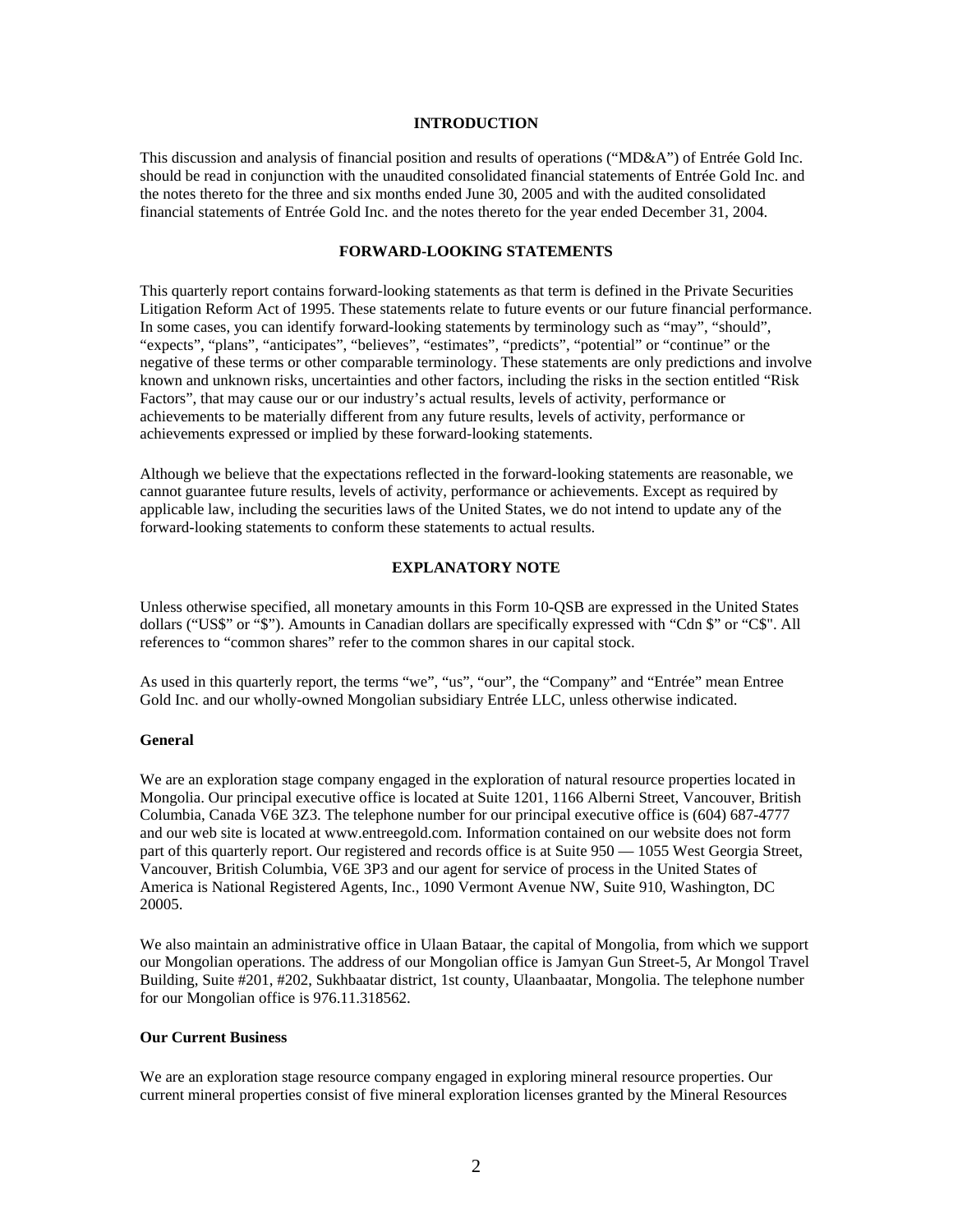## INTRODUCTION

This discussion and analysis of financial position and results of operations ("MD&A") of Entrée Gold Inc. should be read in conjunction with the unaudited consolidated financial statements of Entrée Gold Inc. and the notes thereto for the three and six months ended June 30, 2005 and with the audited consolidated financial statements of Entrée Gold Inc. and the notes thereto for the year ended December 31, 2004.

## FORWARD-LOOKING STATEMENTS

This quarterly report contains forward-looking statements as that term is defined in the Private Securities Litigation Reform Act of 1995. These statements relate to future events or our future financial performance. In some cases, you can identify forward-looking statements by terminology such as "may", "should", "expects", "plans", "anticipates", "believes", "estimates", "predicts", "potential" or "continue" or the negative of these terms or other comparable terminology. These statements are only predictions and involve known and unknown risks, uncertainties and other factors, including the risks in the section entitled "Risk Factors", that may cause our or our industry's actual results, levels of activity, performance or achievements to be materially different from any future results, levels of activity, performance or achievements expressed or implied by these forward-looking statements.

Although we believe that the expectations reflected in the forward-looking statements are reasonable, we cannot guarantee future results, levels of activity, performance or achievements. Except as required by applicable law, including the securities laws of the United States, we do not intend to update any of the forward-looking statements to conform these statements to actual results.

## EXPLANATORY NOTE

Unless otherwise specified, all monetary amounts in this Form 10-QSB are expressed in the United States dollars ("US$" or "$"). Amounts in Canadian dollars are specifically expressed with "Cdn $" or "C$". All references to "common shares" refer to the common shares in our capital stock.

As used in this quarterly report, the terms "we", "us", "our", the "Company" and "Entrée" mean Entree Gold Inc. and our wholly-owned Mongolian subsidiary Entrée LLC, unless otherwise indicated.

### General

We are an exploration stage company engaged in the exploration of natural resource properties located in Mongolia. Our principal executive office is located at Suite 1201, 1166 Alberni Street, Vancouver, British Columbia, Canada V6E 3Z3. The telephone number for our principal executive office is (604) 687-4777 and our web site is located at www.entreegold.com. Information contained on our website does not form part of this quarterly report. Our registered and records office is at Suite 950 — 1055 West Georgia Street, Vancouver, British Columbia, V6E 3P3 and our agent for service of process in the United States of America is National Registered Agents, Inc., 1090 Vermont Avenue NW, Suite 910, Washington, DC 20005.

We also maintain an administrative office in Ulaan Bataar, the capital of Mongolia, from which we support our Mongolian operations. The address of our Mongolian office is Jamyan Gun Street-5, Ar Mongol Travel Building, Suite #201, #202, Sukhbaatar district, 1st county, Ulaanbaatar, Mongolia. The telephone number for our Mongolian office is 976.11.318562.

### Our Current Business

We are an exploration stage resource company engaged in exploring mineral resource properties. Our current mineral properties consist of five mineral exploration licenses granted by the Mineral Resources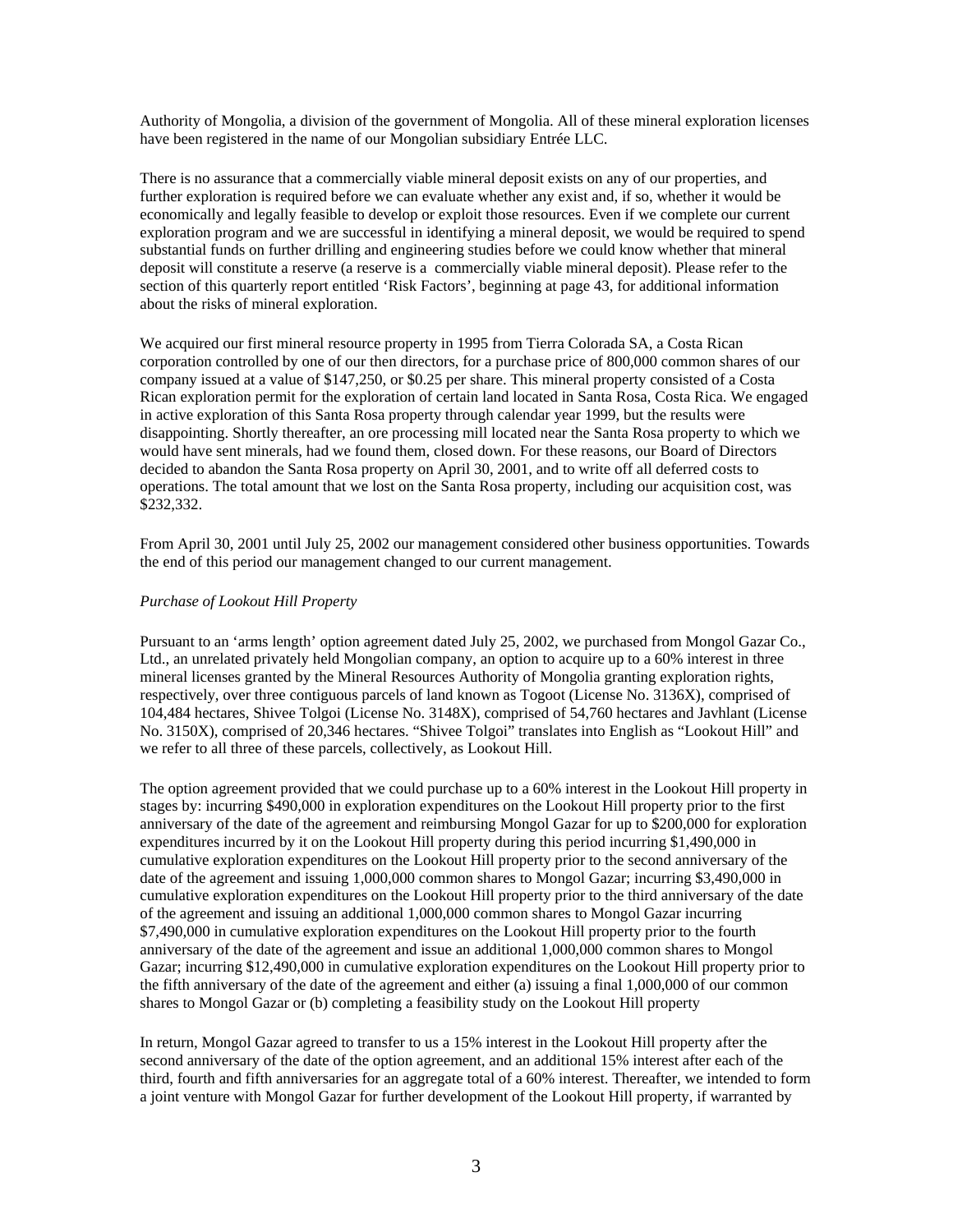Authority of Mongolia, a division of the government of Mongolia. All of these mineral exploration licenses have been registered in the name of our Mongolian subsidiary Entrée LLC.

There is no assurance that a commercially viable mineral deposit exists on any of our properties, and further exploration is required before we can evaluate whether any exist and, if so, whether it would be economically and legally feasible to develop or exploit those resources. Even if we complete our current exploration program and we are successful in identifying a mineral deposit, we would be required to spend substantial funds on further drilling and engineering studies before we could know whether that mineral deposit will constitute a reserve (a reserve is a commercially viable mineral deposit). Please refer to the section of this quarterly report entitled 'Risk Factors', beginning at page 43, for additional information about the risks of mineral exploration.

We acquired our first mineral resource property in 1995 from Tierra Colorada SA, a Costa Rican corporation controlled by one of our then directors, for a purchase price of 800,000 common shares of our company issued at a value of $147,250, or $0.25 per share. This mineral property consisted of a Costa Rican exploration permit for the exploration of certain land located in Santa Rosa, Costa Rica. We engaged in active exploration of this Santa Rosa property through calendar year 1999, but the results were disappointing. Shortly thereafter, an ore processing mill located near the Santa Rosa property to which we would have sent minerals, had we found them, closed down. For these reasons, our Board of Directors decided to abandon the Santa Rosa property on April 30, 2001, and to write off all deferred costs to operations. The total amount that we lost on the Santa Rosa property, including our acquisition cost, was $232,332.

From April 30, 2001 until July 25, 2002 our management considered other business opportunities. Towards the end of this period our management changed to our current management.

*Purchase of Lookout Hill Property*

Pursuant to an 'arms length' option agreement dated July 25, 2002, we purchased from Mongol Gazar Co., Ltd., an unrelated privately held Mongolian company, an option to acquire up to a 60% interest in three mineral licenses granted by the Mineral Resources Authority of Mongolia granting exploration rights, respectively, over three contiguous parcels of land known as Togoot (License No. 3136X), comprised of 104,484 hectares, Shivee Tolgoi (License No. 3148X), comprised of 54,760 hectares and Javhlant (License No. 3150X), comprised of 20,346 hectares. "Shivee Tolgoi" translates into English as "Lookout Hill" and we refer to all three of these parcels, collectively, as Lookout Hill.

The option agreement provided that we could purchase up to a 60% interest in the Lookout Hill property in stages by: incurring $490,000 in exploration expenditures on the Lookout Hill property prior to the first anniversary of the date of the agreement and reimbursing Mongol Gazar for up to $200,000 for exploration expenditures incurred by it on the Lookout Hill property during this period incurring $1,490,000 in cumulative exploration expenditures on the Lookout Hill property prior to the second anniversary of the date of the agreement and issuing 1,000,000 common shares to Mongol Gazar; incurring $3,490,000 in cumulative exploration expenditures on the Lookout Hill property prior to the third anniversary of the date of the agreement and issuing an additional 1,000,000 common shares to Mongol Gazar incurring $7,490,000 in cumulative exploration expenditures on the Lookout Hill property prior to the fourth anniversary of the date of the agreement and issue an additional 1,000,000 common shares to Mongol Gazar; incurring $12,490,000 in cumulative exploration expenditures on the Lookout Hill property prior to the fifth anniversary of the date of the agreement and either (a) issuing a final 1,000,000 of our common shares to Mongol Gazar or (b) completing a feasibility study on the Lookout Hill property

In return, Mongol Gazar agreed to transfer to us a 15% interest in the Lookout Hill property after the second anniversary of the date of the option agreement, and an additional 15% interest after each of the third, fourth and fifth anniversaries for an aggregate total of a 60% interest. Thereafter, we intended to form a joint venture with Mongol Gazar for further development of the Lookout Hill property, if warranted by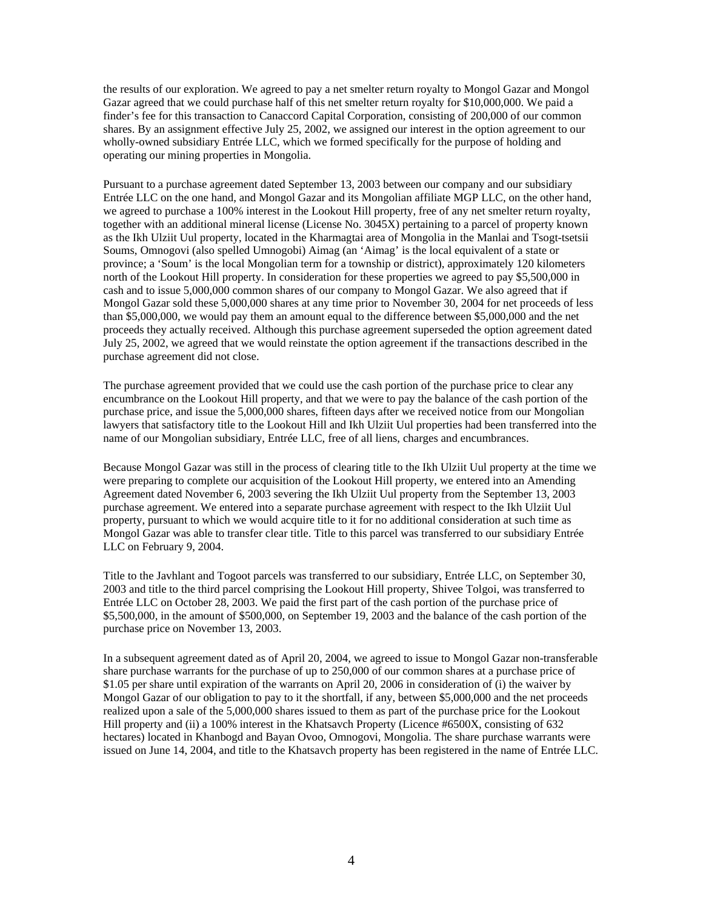the results of our exploration. We agreed to pay a net smelter return royalty to Mongol Gazar and Mongol Gazar agreed that we could purchase half of this net smelter return royalty for $10,000,000. We paid a finder's fee for this transaction to Canaccord Capital Corporation, consisting of 200,000 of our common shares. By an assignment effective July 25, 2002, we assigned our interest in the option agreement to our wholly-owned subsidiary Entrée LLC, which we formed specifically for the purpose of holding and operating our mining properties in Mongolia.

Pursuant to a purchase agreement dated September 13, 2003 between our company and our subsidiary Entrée LLC on the one hand, and Mongol Gazar and its Mongolian affiliate MGP LLC, on the other hand, we agreed to purchase a 100% interest in the Lookout Hill property, free of any net smelter return royalty, together with an additional mineral license (License No. 3045X) pertaining to a parcel of property known as the Ikh Ulziit Uul property, located in the Kharmagtai area of Mongolia in the Manlai and Tsogt-tsetsii Soums, Omnogovi (also spelled Umnogobi) Aimag (an 'Aimag' is the local equivalent of a state or province; a 'Soum' is the local Mongolian term for a township or district), approximately 120 kilometers north of the Lookout Hill property. In consideration for these properties we agreed to pay $5,500,000 in cash and to issue 5,000,000 common shares of our company to Mongol Gazar. We also agreed that if Mongol Gazar sold these 5,000,000 shares at any time prior to November 30, 2004 for net proceeds of less than $5,000,000, we would pay them an amount equal to the difference between $5,000,000 and the net proceeds they actually received. Although this purchase agreement superseded the option agreement dated July 25, 2002, we agreed that we would reinstate the option agreement if the transactions described in the purchase agreement did not close.

The purchase agreement provided that we could use the cash portion of the purchase price to clear any encumbrance on the Lookout Hill property, and that we were to pay the balance of the cash portion of the purchase price, and issue the 5,000,000 shares, fifteen days after we received notice from our Mongolian lawyers that satisfactory title to the Lookout Hill and Ikh Ulziit Uul properties had been transferred into the name of our Mongolian subsidiary, Entrée LLC, free of all liens, charges and encumbrances.

Because Mongol Gazar was still in the process of clearing title to the Ikh Ulziit Uul property at the time we were preparing to complete our acquisition of the Lookout Hill property, we entered into an Amending Agreement dated November 6, 2003 severing the Ikh Ulziit Uul property from the September 13, 2003 purchase agreement. We entered into a separate purchase agreement with respect to the Ikh Ulziit Uul property, pursuant to which we would acquire title to it for no additional consideration at such time as Mongol Gazar was able to transfer clear title. Title to this parcel was transferred to our subsidiary Entrée LLC on February 9, 2004.

Title to the Javhlant and Togoot parcels was transferred to our subsidiary, Entrée LLC, on September 30, 2003 and title to the third parcel comprising the Lookout Hill property, Shivee Tolgoi, was transferred to Entrée LLC on October 28, 2003. We paid the first part of the cash portion of the purchase price of $5,500,000, in the amount of $500,000, on September 19, 2003 and the balance of the cash portion of the purchase price on November 13, 2003.

In a subsequent agreement dated as of April 20, 2004, we agreed to issue to Mongol Gazar non-transferable share purchase warrants for the purchase of up to 250,000 of our common shares at a purchase price of $1.05 per share until expiration of the warrants on April 20, 2006 in consideration of (i) the waiver by Mongol Gazar of our obligation to pay to it the shortfall, if any, between $5,000,000 and the net proceeds realized upon a sale of the 5,000,000 shares issued to them as part of the purchase price for the Lookout Hill property and (ii) a 100% interest in the Khatsavch Property (Licence #6500X, consisting of 632 hectares) located in Khanbogd and Bayan Ovoo, Omnogovi, Mongolia. The share purchase warrants were issued on June 14, 2004, and title to the Khatsavch property has been registered in the name of Entrée LLC.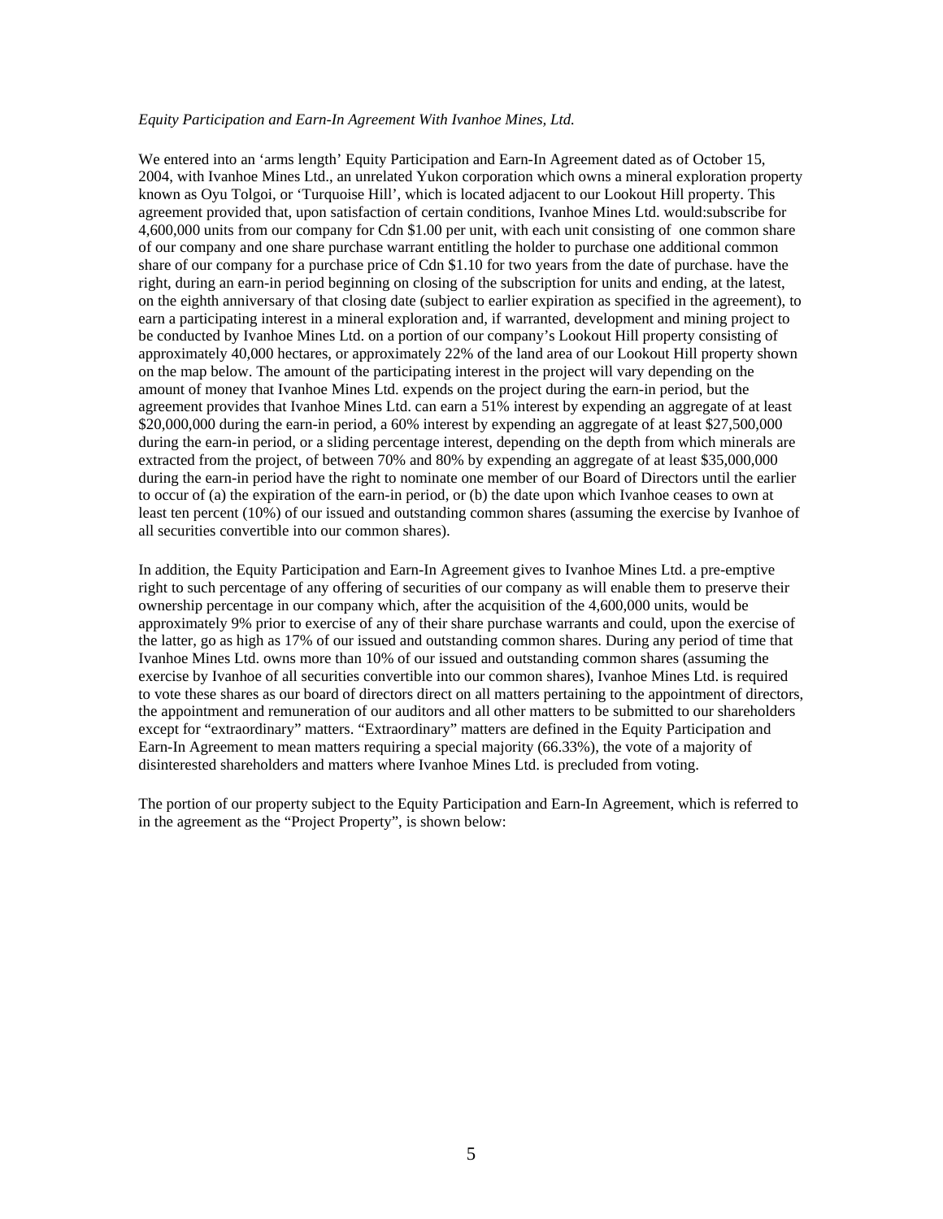*Equity Participation and Earn-In Agreement With Ivanhoe Mines, Ltd.*

We entered into an 'arms length' Equity Participation and Earn-In Agreement dated as of October 15, 2004, with Ivanhoe Mines Ltd., an unrelated Yukon corporation which owns a mineral exploration property known as Oyu Tolgoi, or 'Turquoise Hill', which is located adjacent to our Lookout Hill property. This agreement provided that, upon satisfaction of certain conditions, Ivanhoe Mines Ltd. would:subscribe for 4,600,000 units from our company for Cdn \$1.00 per unit, with each unit consisting of one common share of our company and one share purchase warrant entitling the holder to purchase one additional common share of our company for a purchase price of Cdn \$1.10 for two years from the date of purchase. have the right, during an earn-in period beginning on closing of the subscription for units and ending, at the latest, on the eighth anniversary of that closing date (subject to earlier expiration as specified in the agreement), to earn a participating interest in a mineral exploration and, if warranted, development and mining project to be conducted by Ivanhoe Mines Ltd. on a portion of our company's Lookout Hill property consisting of approximately 40,000 hectares, or approximately 22% of the land area of our Lookout Hill property shown on the map below. The amount of the participating interest in the project will vary depending on the amount of money that Ivanhoe Mines Ltd. expends on the project during the earn-in period, but the agreement provides that Ivanhoe Mines Ltd. can earn a 51% interest by expending an aggregate of at least \$20,000,000 during the earn-in period, a 60% interest by expending an aggregate of at least \$27,500,000 during the earn-in period, or a sliding percentage interest, depending on the depth from which minerals are extracted from the project, of between 70% and 80% by expending an aggregate of at least \$35,000,000 during the earn-in period have the right to nominate one member of our Board of Directors until the earlier to occur of (a) the expiration of the earn-in period, or (b) the date upon which Ivanhoe ceases to own at least ten percent (10%) of our issued and outstanding common shares (assuming the exercise by Ivanhoe of all securities convertible into our common shares).

In addition, the Equity Participation and Earn-In Agreement gives to Ivanhoe Mines Ltd. a pre-emptive right to such percentage of any offering of securities of our company as will enable them to preserve their ownership percentage in our company which, after the acquisition of the 4,600,000 units, would be approximately 9% prior to exercise of any of their share purchase warrants and could, upon the exercise of the latter, go as high as 17% of our issued and outstanding common shares. During any period of time that Ivanhoe Mines Ltd. owns more than 10% of our issued and outstanding common shares (assuming the exercise by Ivanhoe of all securities convertible into our common shares), Ivanhoe Mines Ltd. is required to vote these shares as our board of directors direct on all matters pertaining to the appointment of directors, the appointment and remuneration of our auditors and all other matters to be submitted to our shareholders except for "extraordinary" matters. "Extraordinary" matters are defined in the Equity Participation and Earn-In Agreement to mean matters requiring a special majority (66.33%), the vote of a majority of disinterested shareholders and matters where Ivanhoe Mines Ltd. is precluded from voting.

The portion of our property subject to the Equity Participation and Earn-In Agreement, which is referred to in the agreement as the "Project Property", is shown below: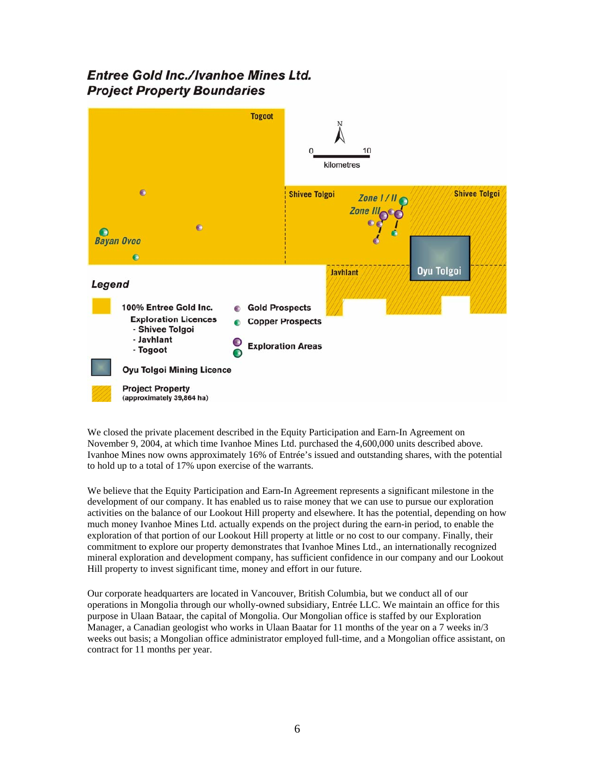**Entree Gold Inc./Ivanhoe Mines Ltd.**
**Project Property Boundaries**

Togoot

N

0 10
kilometres

Shivee Tolgoi

Zone I / II

Zone III

Shivee Tolgoi

Bayan Ovoo

Javhlant

Oyu Tolgoi

**Legend**

100% Entree Gold Inc.
Exploration Licences
- Shivee Tolgoi
- Javhlant
- Togoot

Gold Prospects

Copper Prospects

Exploration Areas

Oyu Tolgoi Mining Licence

Project Property
(approximately 39,864 ha)

We closed the private placement described in the Equity Participation and Earn-In Agreement on November 9, 2004, at which time Ivanhoe Mines Ltd. purchased the 4,600,000 units described above. Ivanhoe Mines now owns approximately 16% of Entrée's issued and outstanding shares, with the potential to hold up to a total of 17% upon exercise of the warrants.

We believe that the Equity Participation and Earn-In Agreement represents a significant milestone in the development of our company. It has enabled us to raise money that we can use to pursue our exploration activities on the balance of our Lookout Hill property and elsewhere. It has the potential, depending on how much money Ivanhoe Mines Ltd. actually expends on the project during the earn-in period, to enable the exploration of that portion of our Lookout Hill property at little or no cost to our company. Finally, their commitment to explore our property demonstrates that Ivanhoe Mines Ltd., an internationally recognized mineral exploration and development company, has sufficient confidence in our company and our Lookout Hill property to invest significant time, money and effort in our future.

Our corporate headquarters are located in Vancouver, British Columbia, but we conduct all of our operations in Mongolia through our wholly-owned subsidiary, Entrée LLC. We maintain an office for this purpose in Ulaan Bataar, the capital of Mongolia. Our Mongolian office is staffed by our Exploration Manager, a Canadian geologist who works in Ulaan Baatar for 11 months of the year on a 7 weeks in/3 weeks out basis; a Mongolian office administrator employed full-time, and a Mongolian office assistant, on contract for 11 months per year.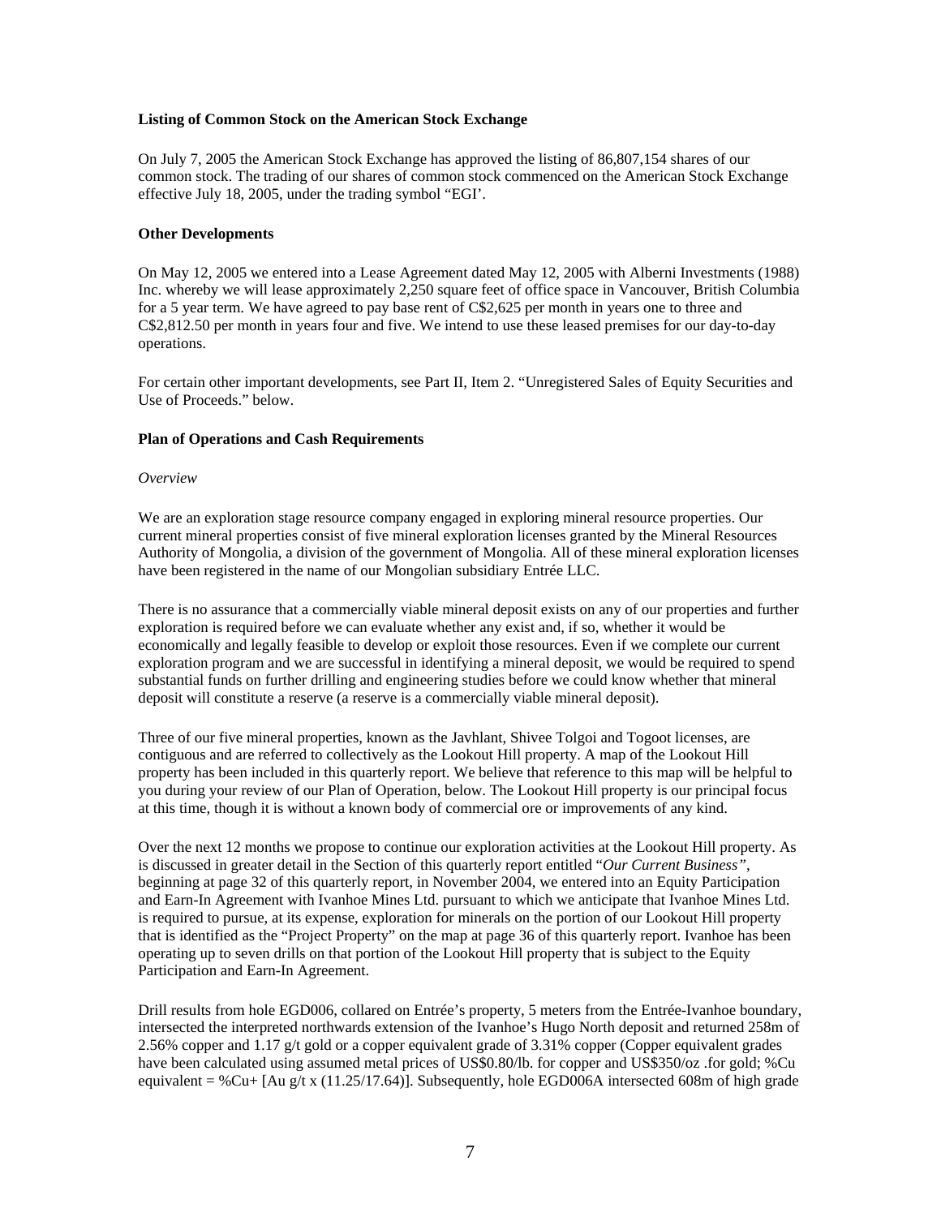**Listing of Common Stock on the American Stock Exchange**

On July 7, 2005 the American Stock Exchange has approved the listing of 86,807,154 shares of our common stock. The trading of our shares of common stock commenced on the American Stock Exchange effective July 18, 2005, under the trading symbol "EGI'.

**Other Developments**

On May 12, 2005 we entered into a Lease Agreement dated May 12, 2005 with Alberni Investments (1988) Inc. whereby we will lease approximately 2,250 square feet of office space in Vancouver, British Columbia for a 5 year term. We have agreed to pay base rent of C$2,625 per month in years one to three and C$2,812.50 per month in years four and five. We intend to use these leased premises for our day-to-day operations.

For certain other important developments, see Part II, Item 2. "Unregistered Sales of Equity Securities and Use of Proceeds." below.

**Plan of Operations and Cash Requirements**

*Overview*

We are an exploration stage resource company engaged in exploring mineral resource properties. Our current mineral properties consist of five mineral exploration licenses granted by the Mineral Resources Authority of Mongolia, a division of the government of Mongolia. All of these mineral exploration licenses have been registered in the name of our Mongolian subsidiary Entrée LLC.

There is no assurance that a commercially viable mineral deposit exists on any of our properties and further exploration is required before we can evaluate whether any exist and, if so, whether it would be economically and legally feasible to develop or exploit those resources. Even if we complete our current exploration program and we are successful in identifying a mineral deposit, we would be required to spend substantial funds on further drilling and engineering studies before we could know whether that mineral deposit will constitute a reserve (a reserve is a commercially viable mineral deposit).

Three of our five mineral properties, known as the Javhlant, Shivee Tolgoi and Togoot licenses, are contiguous and are referred to collectively as the Lookout Hill property. A map of the Lookout Hill property has been included in this quarterly report. We believe that reference to this map will be helpful to you during your review of our Plan of Operation, below. The Lookout Hill property is our principal focus at this time, though it is without a known body of commercial ore or improvements of any kind.

Over the next 12 months we propose to continue our exploration activities at the Lookout Hill property. As is discussed in greater detail in the Section of this quarterly report entitled "*Our Current Business",* beginning at page 32 of this quarterly report, in November 2004, we entered into an Equity Participation and Earn-In Agreement with Ivanhoe Mines Ltd. pursuant to which we anticipate that Ivanhoe Mines Ltd. is required to pursue, at its expense, exploration for minerals on the portion of our Lookout Hill property that is identified as the "Project Property" on the map at page 36 of this quarterly report. Ivanhoe has been operating up to seven drills on that portion of the Lookout Hill property that is subject to the Equity Participation and Earn-In Agreement.

Drill results from hole EGD006, collared on Entrée's property, 5 meters from the Entrée-Ivanhoe boundary, intersected the interpreted northwards extension of the Ivanhoe's Hugo North deposit and returned 258m of 2.56% copper and 1.17 g/t gold or a copper equivalent grade of 3.31% copper (Copper equivalent grades have been calculated using assumed metal prices of US$0.80/lb. for copper and US$350/oz .for gold; %Cu equivalent = %Cu+ [Au g/t x (11.25/17.64)]. Subsequently, hole EGD006A intersected 608m of high grade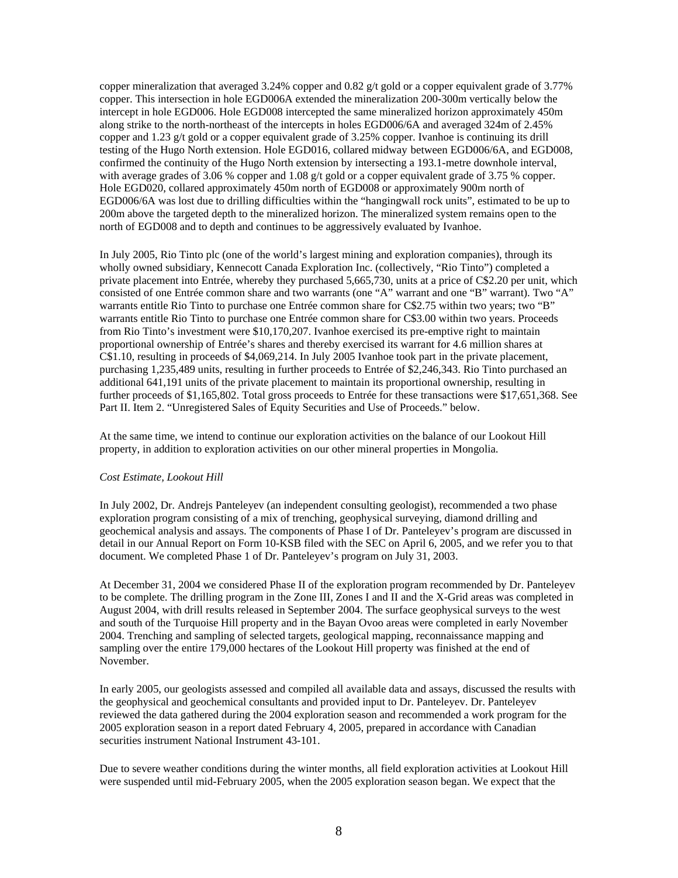copper mineralization that averaged 3.24% copper and 0.82 g/t gold or a copper equivalent grade of 3.77% copper. This intersection in hole EGD006A extended the mineralization 200-300m vertically below the intercept in hole EGD006. Hole EGD008 intercepted the same mineralized horizon approximately 450m along strike to the north-northeast of the intercepts in holes EGD006/6A and averaged 324m of 2.45% copper and 1.23 g/t gold or a copper equivalent grade of 3.25% copper. Ivanhoe is continuing its drill testing of the Hugo North extension. Hole EGD016, collared midway between EGD006/6A, and EGD008, confirmed the continuity of the Hugo North extension by intersecting a 193.1-metre downhole interval, with average grades of 3.06 % copper and 1.08 g/t gold or a copper equivalent grade of 3.75 % copper. Hole EGD020, collared approximately 450m north of EGD008 or approximately 900m north of EGD006/6A was lost due to drilling difficulties within the "hangingwall rock units", estimated to be up to 200m above the targeted depth to the mineralized horizon. The mineralized system remains open to the north of EGD008 and to depth and continues to be aggressively evaluated by Ivanhoe.

In July 2005, Rio Tinto plc (one of the world's largest mining and exploration companies), through its wholly owned subsidiary, Kennecott Canada Exploration Inc. (collectively, "Rio Tinto") completed a private placement into Entrée, whereby they purchased 5,665,730, units at a price of C$2.20 per unit, which consisted of one Entrée common share and two warrants (one "A" warrant and one "B" warrant). Two "A" warrants entitle Rio Tinto to purchase one Entrée common share for C$2.75 within two years; two "B" warrants entitle Rio Tinto to purchase one Entrée common share for C$3.00 within two years. Proceeds from Rio Tinto's investment were $10,170,207. Ivanhoe exercised its pre-emptive right to maintain proportional ownership of Entrée's shares and thereby exercised its warrant for 4.6 million shares at C$1.10, resulting in proceeds of $4,069,214. In July 2005 Ivanhoe took part in the private placement, purchasing 1,235,489 units, resulting in further proceeds to Entrée of $2,246,343. Rio Tinto purchased an additional 641,191 units of the private placement to maintain its proportional ownership, resulting in further proceeds of $1,165,802. Total gross proceeds to Entrée for these transactions were $17,651,368. See Part II. Item 2. "Unregistered Sales of Equity Securities and Use of Proceeds." below.

At the same time, we intend to continue our exploration activities on the balance of our Lookout Hill property, in addition to exploration activities on our other mineral properties in Mongolia.

*Cost Estimate, Lookout Hill*

In July 2002, Dr. Andrejs Panteleyev (an independent consulting geologist), recommended a two phase exploration program consisting of a mix of trenching, geophysical surveying, diamond drilling and geochemical analysis and assays. The components of Phase I of Dr. Panteleyev's program are discussed in detail in our Annual Report on Form 10-KSB filed with the SEC on April 6, 2005, and we refer you to that document. We completed Phase 1 of Dr. Panteleyev's program on July 31, 2003.

At December 31, 2004 we considered Phase II of the exploration program recommended by Dr. Panteleyev to be complete. The drilling program in the Zone III, Zones I and II and the X-Grid areas was completed in August 2004, with drill results released in September 2004. The surface geophysical surveys to the west and south of the Turquoise Hill property and in the Bayan Ovoo areas were completed in early November 2004. Trenching and sampling of selected targets, geological mapping, reconnaissance mapping and sampling over the entire 179,000 hectares of the Lookout Hill property was finished at the end of November.

In early 2005, our geologists assessed and compiled all available data and assays, discussed the results with the geophysical and geochemical consultants and provided input to Dr. Panteleyev. Dr. Panteleyev reviewed the data gathered during the 2004 exploration season and recommended a work program for the 2005 exploration season in a report dated February 4, 2005, prepared in accordance with Canadian securities instrument National Instrument 43-101.

Due to severe weather conditions during the winter months, all field exploration activities at Lookout Hill were suspended until mid-February 2005, when the 2005 exploration season began. We expect that the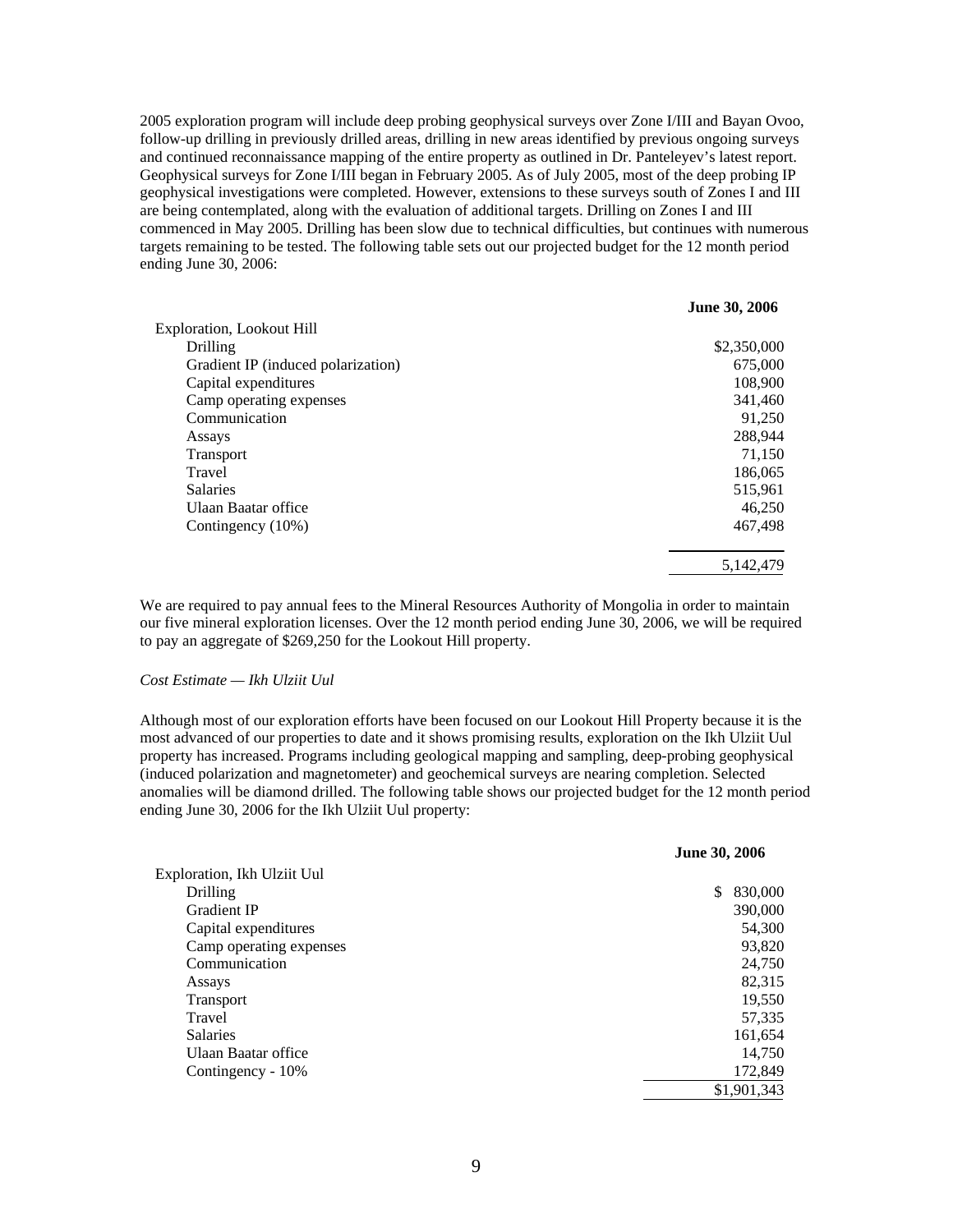2005 exploration program will include deep probing geophysical surveys over Zone I/III and Bayan Ovoo, follow-up drilling in previously drilled areas, drilling in new areas identified by previous ongoing surveys and continued reconnaissance mapping of the entire property as outlined in Dr. Panteleyev's latest report. Geophysical surveys for Zone I/III began in February 2005. As of July 2005, most of the deep probing IP geophysical investigations were completed. However, extensions to these surveys south of Zones I and III are being contemplated, along with the evaluation of additional targets. Drilling on Zones I and III commenced in May 2005. Drilling has been slow due to technical difficulties, but continues with numerous targets remaining to be tested. The following table sets out our projected budget for the 12 month period ending June 30, 2006:

| | **June 30, 2006** |
|---|---|
| Exploration, Lookout Hill | |
| Drilling | $2,350,000 |
| Gradient IP (induced polarization) | 675,000 |
| Capital expenditures | 108,900 |
| Camp operating expenses | 341,460 |
| Communication | 91,250 |
| Assays | 288,944 |
| Transport | 71,150 |
| Travel | 186,065 |
| Salaries | 515,961 |
| Ulaan Baatar office | 46,250 |
| Contingency (10%) | 467,498 |
| | 5,142,479 |

We are required to pay annual fees to the Mineral Resources Authority of Mongolia in order to maintain our five mineral exploration licenses. Over the 12 month period ending June 30, 2006, we will be required to pay an aggregate of $269,250 for the Lookout Hill property.

*Cost Estimate — Ikh Ulziit Uul*

Although most of our exploration efforts have been focused on our Lookout Hill Property because it is the most advanced of our properties to date and it shows promising results, exploration on the Ikh Ulziit Uul property has increased. Programs including geological mapping and sampling, deep-probing geophysical (induced polarization and magnetometer) and geochemical surveys are nearing completion. Selected anomalies will be diamond drilled. The following table shows our projected budget for the 12 month period ending June 30, 2006 for the Ikh Ulziit Uul property:

| | **June 30, 2006** |
|---|---|
| Exploration, Ikh Ulziit Uul | |
| Drilling | $ 830,000 |
| Gradient IP | 390,000 |
| Capital expenditures | 54,300 |
| Camp operating expenses | 93,820 |
| Communication | 24,750 |
| Assays | 82,315 |
| Transport | 19,550 |
| Travel | 57,335 |
| Salaries | 161,654 |
| Ulaan Baatar office | 14,750 |
| Contingency - 10% | 172,849 |
| | $1,901,343 |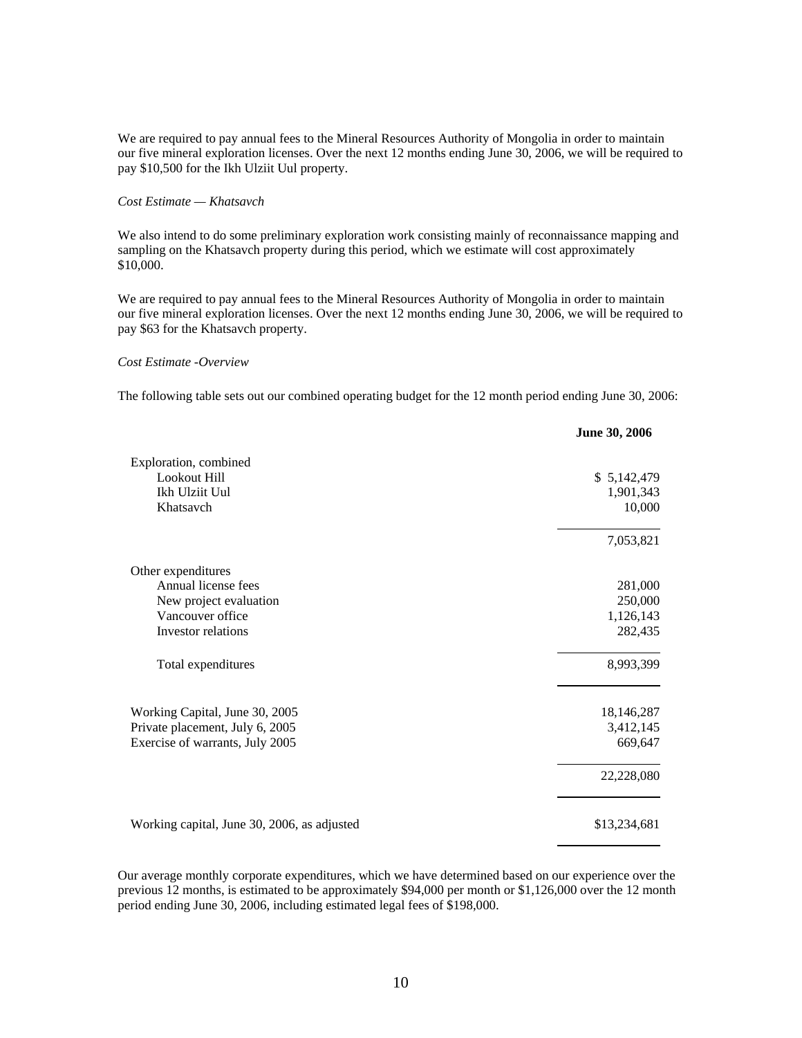We are required to pay annual fees to the Mineral Resources Authority of Mongolia in order to maintain our five mineral exploration licenses. Over the next 12 months ending June 30, 2006, we will be required to pay $10,500 for the Ikh Ulziit Uul property.

*Cost Estimate — Khatsavch*

We also intend to do some preliminary exploration work consisting mainly of reconnaissance mapping and sampling on the Khatsavch property during this period, which we estimate will cost approximately $10,000.

We are required to pay annual fees to the Mineral Resources Authority of Mongolia in order to maintain our five mineral exploration licenses. Over the next 12 months ending June 30, 2006, we will be required to pay $63 for the Khatsavch property.

*Cost Estimate -Overview*

The following table sets out our combined operating budget for the 12 month period ending June 30, 2006:

| | **June 30, 2006** |
|---|---|
| Exploration, combined | |
| Lookout Hill | $ 5,142,479 |
| Ikh Ulziit Uul | 1,901,343 |
| Khatsavch | 10,000 |
| | 7,053,821 |
| Other expenditures | |
| Annual license fees | 281,000 |
| New project evaluation | 250,000 |
| Vancouver office | 1,126,143 |
| Investor relations | 282,435 |
| Total expenditures | 8,993,399 |
| Working Capital, June 30, 2005 | 18,146,287 |
| Private placement, July 6, 2005 | 3,412,145 |
| Exercise of warrants, July 2005 | 669,647 |
| | 22,228,080 |
| Working capital, June 30, 2006, as adjusted | $13,234,681 |

Our average monthly corporate expenditures, which we have determined based on our experience over the previous 12 months, is estimated to be approximately $94,000 per month or $1,126,000 over the 12 month period ending June 30, 2006, including estimated legal fees of $198,000.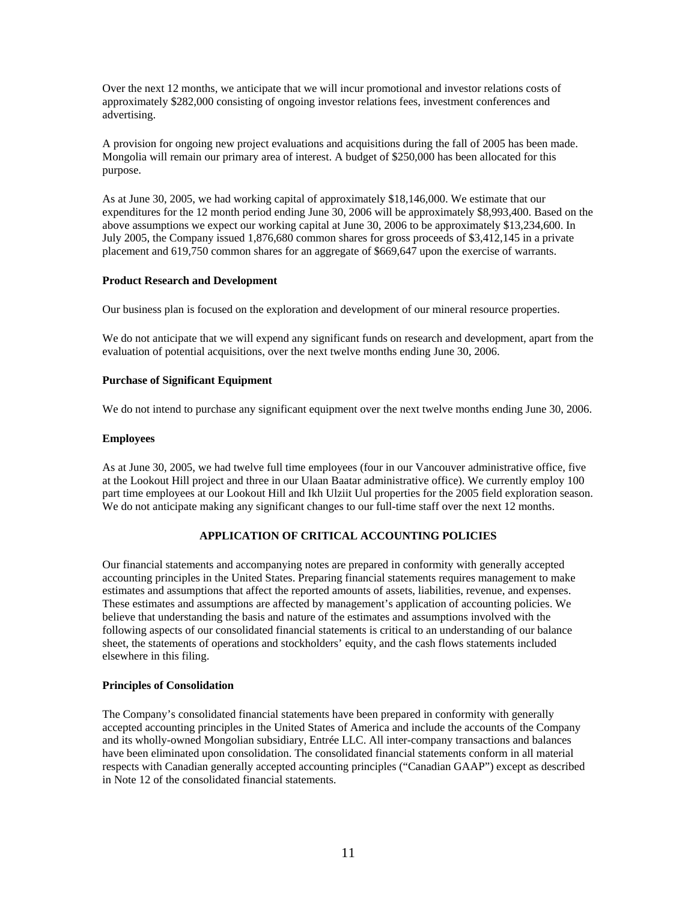Over the next 12 months, we anticipate that we will incur promotional and investor relations costs of approximately $282,000 consisting of ongoing investor relations fees, investment conferences and advertising.

A provision for ongoing new project evaluations and acquisitions during the fall of 2005 has been made. Mongolia will remain our primary area of interest. A budget of $250,000 has been allocated for this purpose.

As at June 30, 2005, we had working capital of approximately $18,146,000. We estimate that our expenditures for the 12 month period ending June 30, 2006 will be approximately $8,993,400. Based on the above assumptions we expect our working capital at June 30, 2006 to be approximately $13,234,600. In July 2005, the Company issued 1,876,680 common shares for gross proceeds of $3,412,145 in a private placement and 619,750 common shares for an aggregate of $669,647 upon the exercise of warrants.

**Product Research and Development**

Our business plan is focused on the exploration and development of our mineral resource properties.

We do not anticipate that we will expend any significant funds on research and development, apart from the evaluation of potential acquisitions, over the next twelve months ending June 30, 2006.

**Purchase of Significant Equipment**

We do not intend to purchase any significant equipment over the next twelve months ending June 30, 2006.

**Employees**

As at June 30, 2005, we had twelve full time employees (four in our Vancouver administrative office, five at the Lookout Hill project and three in our Ulaan Baatar administrative office). We currently employ 100 part time employees at our Lookout Hill and Ikh Ulziit Uul properties for the 2005 field exploration season. We do not anticipate making any significant changes to our full-time staff over the next 12 months.

## APPLICATION OF CRITICAL ACCOUNTING POLICIES

Our financial statements and accompanying notes are prepared in conformity with generally accepted accounting principles in the United States. Preparing financial statements requires management to make estimates and assumptions that affect the reported amounts of assets, liabilities, revenue, and expenses. These estimates and assumptions are affected by management's application of accounting policies. We believe that understanding the basis and nature of the estimates and assumptions involved with the following aspects of our consolidated financial statements is critical to an understanding of our balance sheet, the statements of operations and stockholders' equity, and the cash flows statements included elsewhere in this filing.

**Principles of Consolidation**

The Company's consolidated financial statements have been prepared in conformity with generally accepted accounting principles in the United States of America and include the accounts of the Company and its wholly-owned Mongolian subsidiary, Entrée LLC. All inter-company transactions and balances have been eliminated upon consolidation. The consolidated financial statements conform in all material respects with Canadian generally accepted accounting principles ("Canadian GAAP") except as described in Note 12 of the consolidated financial statements.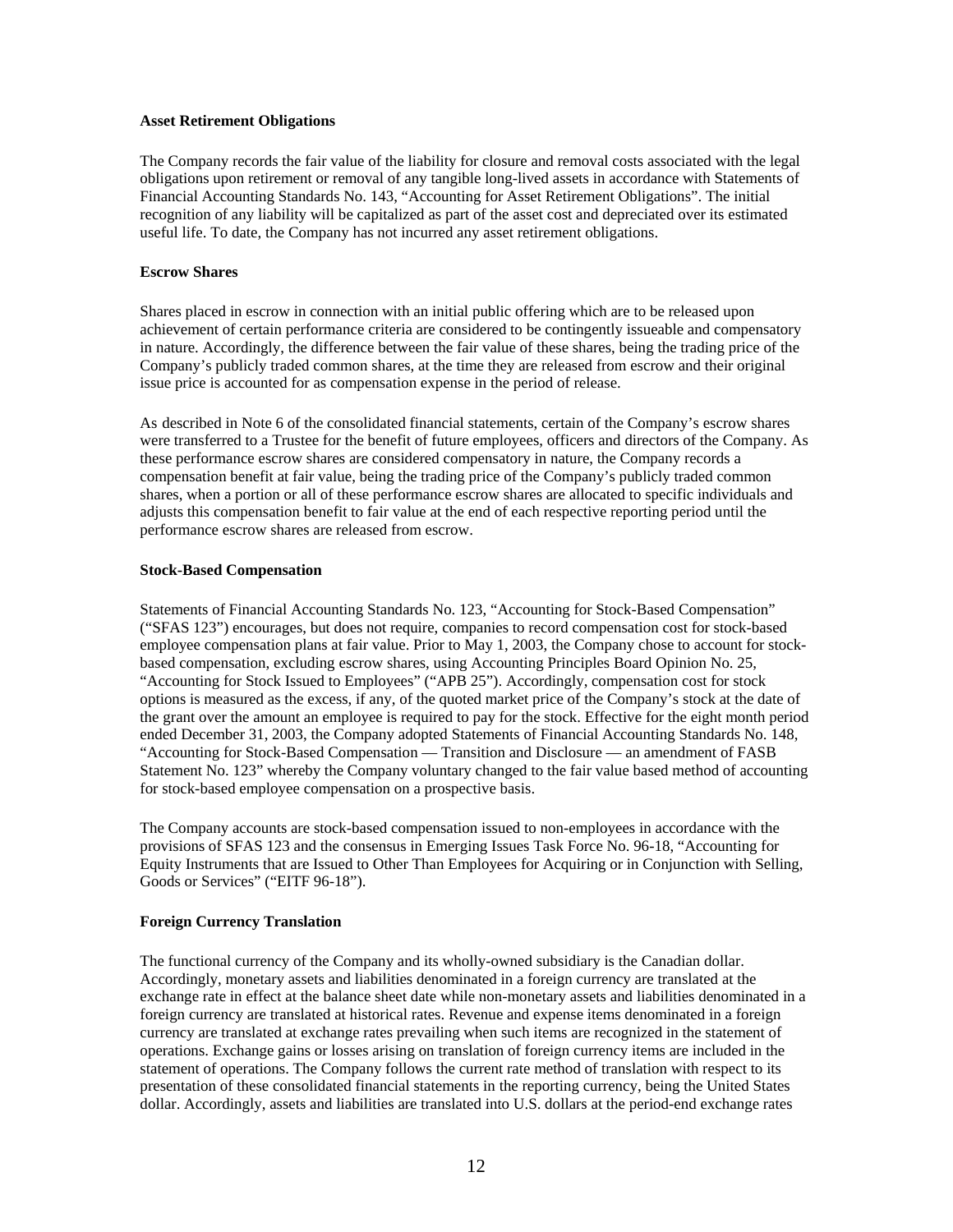**Asset Retirement Obligations**

The Company records the fair value of the liability for closure and removal costs associated with the legal obligations upon retirement or removal of any tangible long-lived assets in accordance with Statements of Financial Accounting Standards No. 143, "Accounting for Asset Retirement Obligations". The initial recognition of any liability will be capitalized as part of the asset cost and depreciated over its estimated useful life. To date, the Company has not incurred any asset retirement obligations.

**Escrow Shares**

Shares placed in escrow in connection with an initial public offering which are to be released upon achievement of certain performance criteria are considered to be contingently issueable and compensatory in nature. Accordingly, the difference between the fair value of these shares, being the trading price of the Company's publicly traded common shares, at the time they are released from escrow and their original issue price is accounted for as compensation expense in the period of release.

As described in Note 6 of the consolidated financial statements, certain of the Company's escrow shares were transferred to a Trustee for the benefit of future employees, officers and directors of the Company. As these performance escrow shares are considered compensatory in nature, the Company records a compensation benefit at fair value, being the trading price of the Company's publicly traded common shares, when a portion or all of these performance escrow shares are allocated to specific individuals and adjusts this compensation benefit to fair value at the end of each respective reporting period until the performance escrow shares are released from escrow.

**Stock-Based Compensation**

Statements of Financial Accounting Standards No. 123, "Accounting for Stock-Based Compensation" ("SFAS 123") encourages, but does not require, companies to record compensation cost for stock-based employee compensation plans at fair value. Prior to May 1, 2003, the Company chose to account for stock-based compensation, excluding escrow shares, using Accounting Principles Board Opinion No. 25, "Accounting for Stock Issued to Employees" ("APB 25"). Accordingly, compensation cost for stock options is measured as the excess, if any, of the quoted market price of the Company's stock at the date of the grant over the amount an employee is required to pay for the stock. Effective for the eight month period ended December 31, 2003, the Company adopted Statements of Financial Accounting Standards No. 148, "Accounting for Stock-Based Compensation — Transition and Disclosure — an amendment of FASB Statement No. 123" whereby the Company voluntary changed to the fair value based method of accounting for stock-based employee compensation on a prospective basis.

The Company accounts are stock-based compensation issued to non-employees in accordance with the provisions of SFAS 123 and the consensus in Emerging Issues Task Force No. 96-18, "Accounting for Equity Instruments that are Issued to Other Than Employees for Acquiring or in Conjunction with Selling, Goods or Services" ("EITF 96-18").

**Foreign Currency Translation**

The functional currency of the Company and its wholly-owned subsidiary is the Canadian dollar. Accordingly, monetary assets and liabilities denominated in a foreign currency are translated at the exchange rate in effect at the balance sheet date while non-monetary assets and liabilities denominated in a foreign currency are translated at historical rates. Revenue and expense items denominated in a foreign currency are translated at exchange rates prevailing when such items are recognized in the statement of operations. Exchange gains or losses arising on translation of foreign currency items are included in the statement of operations. The Company follows the current rate method of translation with respect to its presentation of these consolidated financial statements in the reporting currency, being the United States dollar. Accordingly, assets and liabilities are translated into U.S. dollars at the period-end exchange rates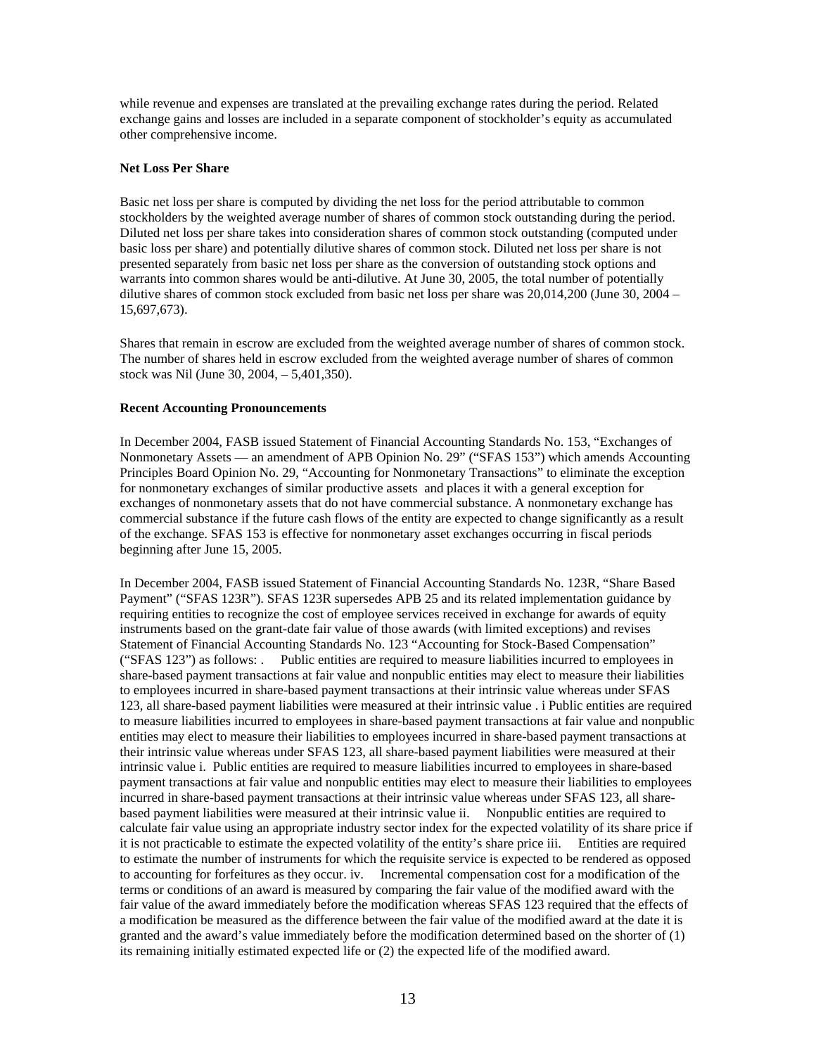while revenue and expenses are translated at the prevailing exchange rates during the period. Related exchange gains and losses are included in a separate component of stockholder's equity as accumulated other comprehensive income.

**Net Loss Per Share**

Basic net loss per share is computed by dividing the net loss for the period attributable to common stockholders by the weighted average number of shares of common stock outstanding during the period. Diluted net loss per share takes into consideration shares of common stock outstanding (computed under basic loss per share) and potentially dilutive shares of common stock. Diluted net loss per share is not presented separately from basic net loss per share as the conversion of outstanding stock options and warrants into common shares would be anti-dilutive. At June 30, 2005, the total number of potentially dilutive shares of common stock excluded from basic net loss per share was 20,014,200 (June 30, 2004 – 15,697,673).

Shares that remain in escrow are excluded from the weighted average number of shares of common stock. The number of shares held in escrow excluded from the weighted average number of shares of common stock was Nil (June 30, 2004, – 5,401,350).

**Recent Accounting Pronouncements**

In December 2004, FASB issued Statement of Financial Accounting Standards No. 153, "Exchanges of Nonmonetary Assets — an amendment of APB Opinion No. 29" ("SFAS 153") which amends Accounting Principles Board Opinion No. 29, "Accounting for Nonmonetary Transactions" to eliminate the exception for nonmonetary exchanges of similar productive assets and places it with a general exception for exchanges of nonmonetary assets that do not have commercial substance. A nonmonetary exchange has commercial substance if the future cash flows of the entity are expected to change significantly as a result of the exchange. SFAS 153 is effective for nonmonetary asset exchanges occurring in fiscal periods beginning after June 15, 2005.

In December 2004, FASB issued Statement of Financial Accounting Standards No. 123R, "Share Based Payment" ("SFAS 123R"). SFAS 123R supersedes APB 25 and its related implementation guidance by requiring entities to recognize the cost of employee services received in exchange for awards of equity instruments based on the grant-date fair value of those awards (with limited exceptions) and revises Statement of Financial Accounting Standards No. 123 "Accounting for Stock-Based Compensation" ("SFAS 123") as follows: . Public entities are required to measure liabilities incurred to employees in share-based payment transactions at fair value and nonpublic entities may elect to measure their liabilities to employees incurred in share-based payment transactions at their intrinsic value whereas under SFAS 123, all share-based payment liabilities were measured at their intrinsic value . i Public entities are required to measure liabilities incurred to employees in share-based payment transactions at fair value and nonpublic entities may elect to measure their liabilities to employees incurred in share-based payment transactions at their intrinsic value whereas under SFAS 123, all share-based payment liabilities were measured at their intrinsic value i. Public entities are required to measure liabilities incurred to employees in share-based payment transactions at fair value and nonpublic entities may elect to measure their liabilities to employees incurred in share-based payment transactions at their intrinsic value whereas under SFAS 123, all share-based payment liabilities were measured at their intrinsic value ii. Nonpublic entities are required to calculate fair value using an appropriate industry sector index for the expected volatility of its share price if it is not practicable to estimate the expected volatility of the entity's share price iii. Entities are required to estimate the number of instruments for which the requisite service is expected to be rendered as opposed to accounting for forfeitures as they occur. iv. Incremental compensation cost for a modification of the terms or conditions of an award is measured by comparing the fair value of the modified award with the fair value of the award immediately before the modification whereas SFAS 123 required that the effects of a modification be measured as the difference between the fair value of the modified award at the date it is granted and the award's value immediately before the modification determined based on the shorter of (1) its remaining initially estimated expected life or (2) the expected life of the modified award.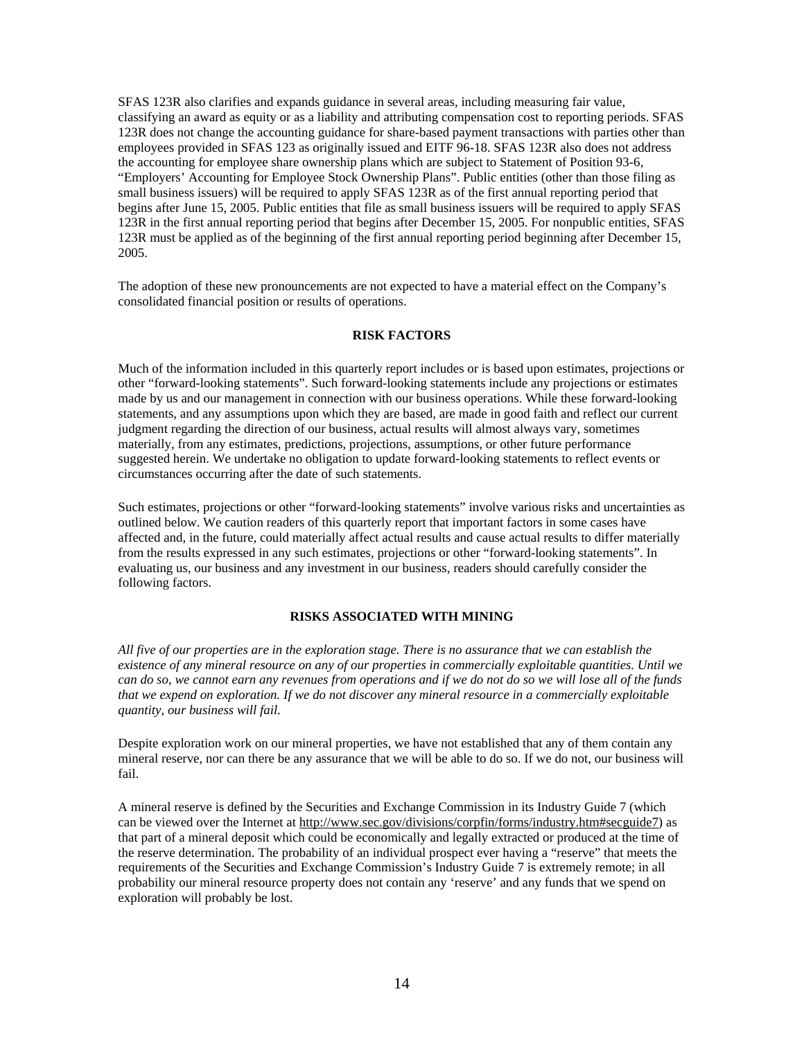SFAS 123R also clarifies and expands guidance in several areas, including measuring fair value, classifying an award as equity or as a liability and attributing compensation cost to reporting periods. SFAS 123R does not change the accounting guidance for share-based payment transactions with parties other than employees provided in SFAS 123 as originally issued and EITF 96-18. SFAS 123R also does not address the accounting for employee share ownership plans which are subject to Statement of Position 93-6, "Employers' Accounting for Employee Stock Ownership Plans". Public entities (other than those filing as small business issuers) will be required to apply SFAS 123R as of the first annual reporting period that begins after June 15, 2005. Public entities that file as small business issuers will be required to apply SFAS 123R in the first annual reporting period that begins after December 15, 2005. For nonpublic entities, SFAS 123R must be applied as of the beginning of the first annual reporting period beginning after December 15, 2005.

The adoption of these new pronouncements are not expected to have a material effect on the Company's consolidated financial position or results of operations.

## RISK FACTORS

Much of the information included in this quarterly report includes or is based upon estimates, projections or other "forward-looking statements". Such forward-looking statements include any projections or estimates made by us and our management in connection with our business operations. While these forward-looking statements, and any assumptions upon which they are based, are made in good faith and reflect our current judgment regarding the direction of our business, actual results will almost always vary, sometimes materially, from any estimates, predictions, projections, assumptions, or other future performance suggested herein. We undertake no obligation to update forward-looking statements to reflect events or circumstances occurring after the date of such statements.

Such estimates, projections or other "forward-looking statements" involve various risks and uncertainties as outlined below. We caution readers of this quarterly report that important factors in some cases have affected and, in the future, could materially affect actual results and cause actual results to differ materially from the results expressed in any such estimates, projections or other "forward-looking statements". In evaluating us, our business and any investment in our business, readers should carefully consider the following factors.

## RISKS ASSOCIATED WITH MINING

*All five of our properties are in the exploration stage. There is no assurance that we can establish the existence of any mineral resource on any of our properties in commercially exploitable quantities. Until we can do so, we cannot earn any revenues from operations and if we do not do so we will lose all of the funds that we expend on exploration. If we do not discover any mineral resource in a commercially exploitable quantity, our business will fail.*

Despite exploration work on our mineral properties, we have not established that any of them contain any mineral reserve, nor can there be any assurance that we will be able to do so. If we do not, our business will fail.

A mineral reserve is defined by the Securities and Exchange Commission in its Industry Guide 7 (which can be viewed over the Internet at http://www.sec.gov/divisions/corpfin/forms/industry.htm#secguide7) as that part of a mineral deposit which could be economically and legally extracted or produced at the time of the reserve determination. The probability of an individual prospect ever having a "reserve" that meets the requirements of the Securities and Exchange Commission's Industry Guide 7 is extremely remote; in all probability our mineral resource property does not contain any 'reserve' and any funds that we spend on exploration will probably be lost.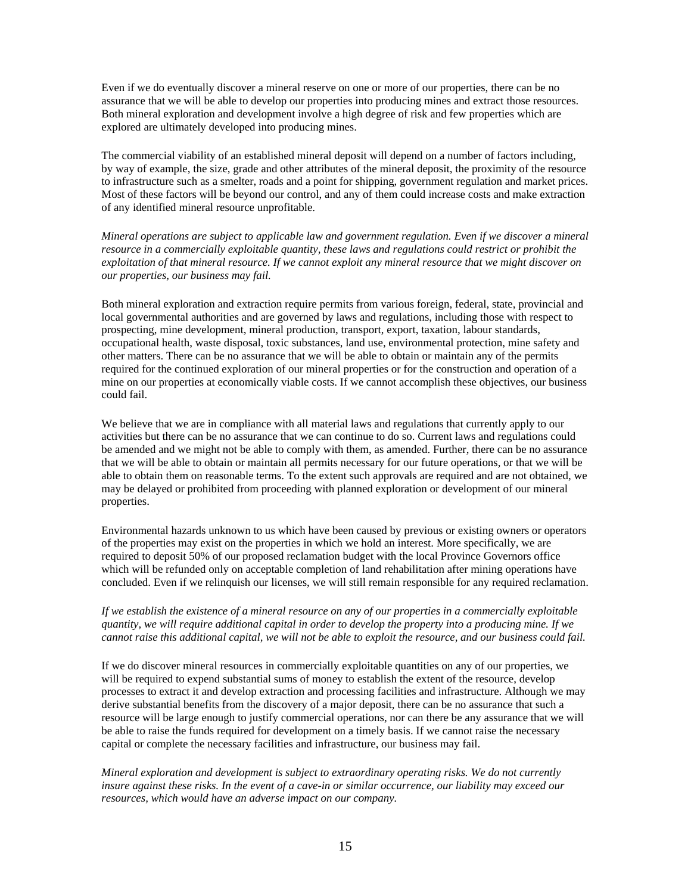Even if we do eventually discover a mineral reserve on one or more of our properties, there can be no assurance that we will be able to develop our properties into producing mines and extract those resources. Both mineral exploration and development involve a high degree of risk and few properties which are explored are ultimately developed into producing mines.

The commercial viability of an established mineral deposit will depend on a number of factors including, by way of example, the size, grade and other attributes of the mineral deposit, the proximity of the resource to infrastructure such as a smelter, roads and a point for shipping, government regulation and market prices. Most of these factors will be beyond our control, and any of them could increase costs and make extraction of any identified mineral resource unprofitable.

*Mineral operations are subject to applicable law and government regulation. Even if we discover a mineral resource in a commercially exploitable quantity, these laws and regulations could restrict or prohibit the exploitation of that mineral resource. If we cannot exploit any mineral resource that we might discover on our properties, our business may fail.*

Both mineral exploration and extraction require permits from various foreign, federal, state, provincial and local governmental authorities and are governed by laws and regulations, including those with respect to prospecting, mine development, mineral production, transport, export, taxation, labour standards, occupational health, waste disposal, toxic substances, land use, environmental protection, mine safety and other matters. There can be no assurance that we will be able to obtain or maintain any of the permits required for the continued exploration of our mineral properties or for the construction and operation of a mine on our properties at economically viable costs. If we cannot accomplish these objectives, our business could fail.

We believe that we are in compliance with all material laws and regulations that currently apply to our activities but there can be no assurance that we can continue to do so. Current laws and regulations could be amended and we might not be able to comply with them, as amended. Further, there can be no assurance that we will be able to obtain or maintain all permits necessary for our future operations, or that we will be able to obtain them on reasonable terms. To the extent such approvals are required and are not obtained, we may be delayed or prohibited from proceeding with planned exploration or development of our mineral properties.

Environmental hazards unknown to us which have been caused by previous or existing owners or operators of the properties may exist on the properties in which we hold an interest. More specifically, we are required to deposit 50% of our proposed reclamation budget with the local Province Governors office which will be refunded only on acceptable completion of land rehabilitation after mining operations have concluded. Even if we relinquish our licenses, we will still remain responsible for any required reclamation.

*If we establish the existence of a mineral resource on any of our properties in a commercially exploitable quantity, we will require additional capital in order to develop the property into a producing mine. If we cannot raise this additional capital, we will not be able to exploit the resource, and our business could fail.*

If we do discover mineral resources in commercially exploitable quantities on any of our properties, we will be required to expend substantial sums of money to establish the extent of the resource, develop processes to extract it and develop extraction and processing facilities and infrastructure. Although we may derive substantial benefits from the discovery of a major deposit, there can be no assurance that such a resource will be large enough to justify commercial operations, nor can there be any assurance that we will be able to raise the funds required for development on a timely basis. If we cannot raise the necessary capital or complete the necessary facilities and infrastructure, our business may fail.

*Mineral exploration and development is subject to extraordinary operating risks. We do not currently insure against these risks. In the event of a cave-in or similar occurrence, our liability may exceed our resources, which would have an adverse impact on our company.*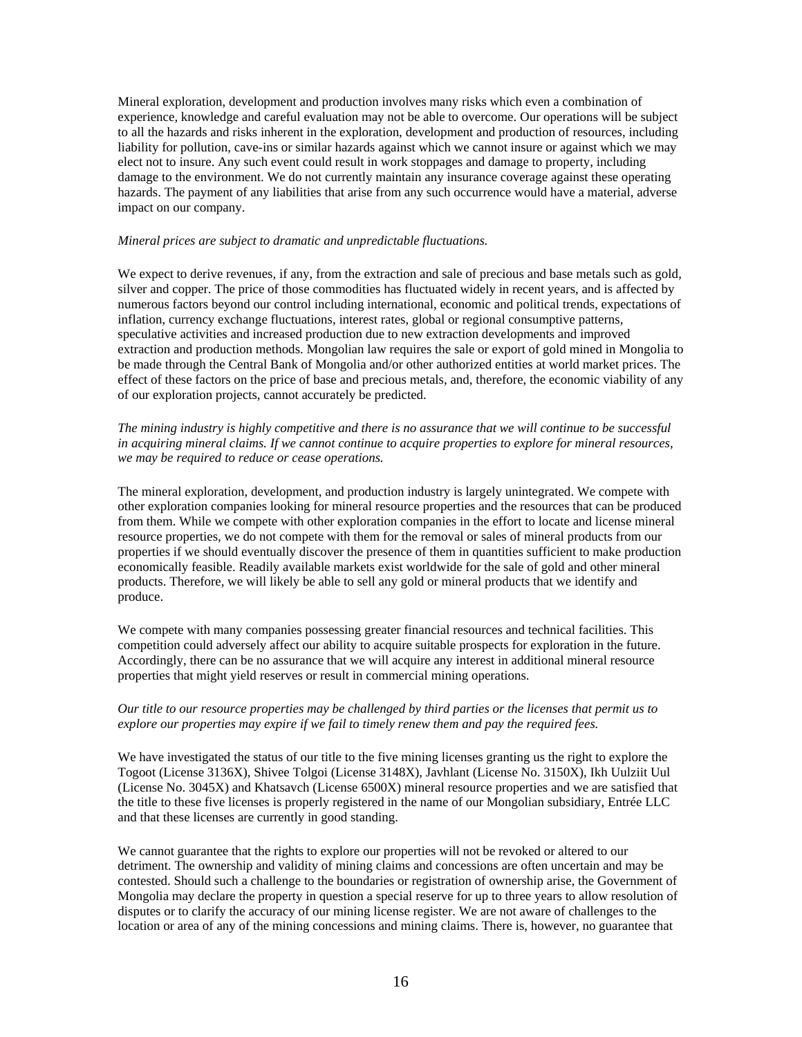Mineral exploration, development and production involves many risks which even a combination of experience, knowledge and careful evaluation may not be able to overcome. Our operations will be subject to all the hazards and risks inherent in the exploration, development and production of resources, including liability for pollution, cave-ins or similar hazards against which we cannot insure or against which we may elect not to insure. Any such event could result in work stoppages and damage to property, including damage to the environment. We do not currently maintain any insurance coverage against these operating hazards. The payment of any liabilities that arise from any such occurrence would have a material, adverse impact on our company.

*Mineral prices are subject to dramatic and unpredictable fluctuations.*

We expect to derive revenues, if any, from the extraction and sale of precious and base metals such as gold, silver and copper. The price of those commodities has fluctuated widely in recent years, and is affected by numerous factors beyond our control including international, economic and political trends, expectations of inflation, currency exchange fluctuations, interest rates, global or regional consumptive patterns, speculative activities and increased production due to new extraction developments and improved extraction and production methods. Mongolian law requires the sale or export of gold mined in Mongolia to be made through the Central Bank of Mongolia and/or other authorized entities at world market prices. The effect of these factors on the price of base and precious metals, and, therefore, the economic viability of any of our exploration projects, cannot accurately be predicted.

*The mining industry is highly competitive and there is no assurance that we will continue to be successful in acquiring mineral claims. If we cannot continue to acquire properties to explore for mineral resources, we may be required to reduce or cease operations.*

The mineral exploration, development, and production industry is largely unintegrated. We compete with other exploration companies looking for mineral resource properties and the resources that can be produced from them. While we compete with other exploration companies in the effort to locate and license mineral resource properties, we do not compete with them for the removal or sales of mineral products from our properties if we should eventually discover the presence of them in quantities sufficient to make production economically feasible. Readily available markets exist worldwide for the sale of gold and other mineral products. Therefore, we will likely be able to sell any gold or mineral products that we identify and produce.

We compete with many companies possessing greater financial resources and technical facilities. This competition could adversely affect our ability to acquire suitable prospects for exploration in the future. Accordingly, there can be no assurance that we will acquire any interest in additional mineral resource properties that might yield reserves or result in commercial mining operations.

*Our title to our resource properties may be challenged by third parties or the licenses that permit us to explore our properties may expire if we fail to timely renew them and pay the required fees.*

We have investigated the status of our title to the five mining licenses granting us the right to explore the Togoot (License 3136X), Shivee Tolgoi (License 3148X), Javhlant (License No. 3150X), Ikh Uulziit Uul (License No. 3045X) and Khatsavch (License 6500X) mineral resource properties and we are satisfied that the title to these five licenses is properly registered in the name of our Mongolian subsidiary, Entrée LLC and that these licenses are currently in good standing.

We cannot guarantee that the rights to explore our properties will not be revoked or altered to our detriment. The ownership and validity of mining claims and concessions are often uncertain and may be contested. Should such a challenge to the boundaries or registration of ownership arise, the Government of Mongolia may declare the property in question a special reserve for up to three years to allow resolution of disputes or to clarify the accuracy of our mining license register. We are not aware of challenges to the location or area of any of the mining concessions and mining claims. There is, however, no guarantee that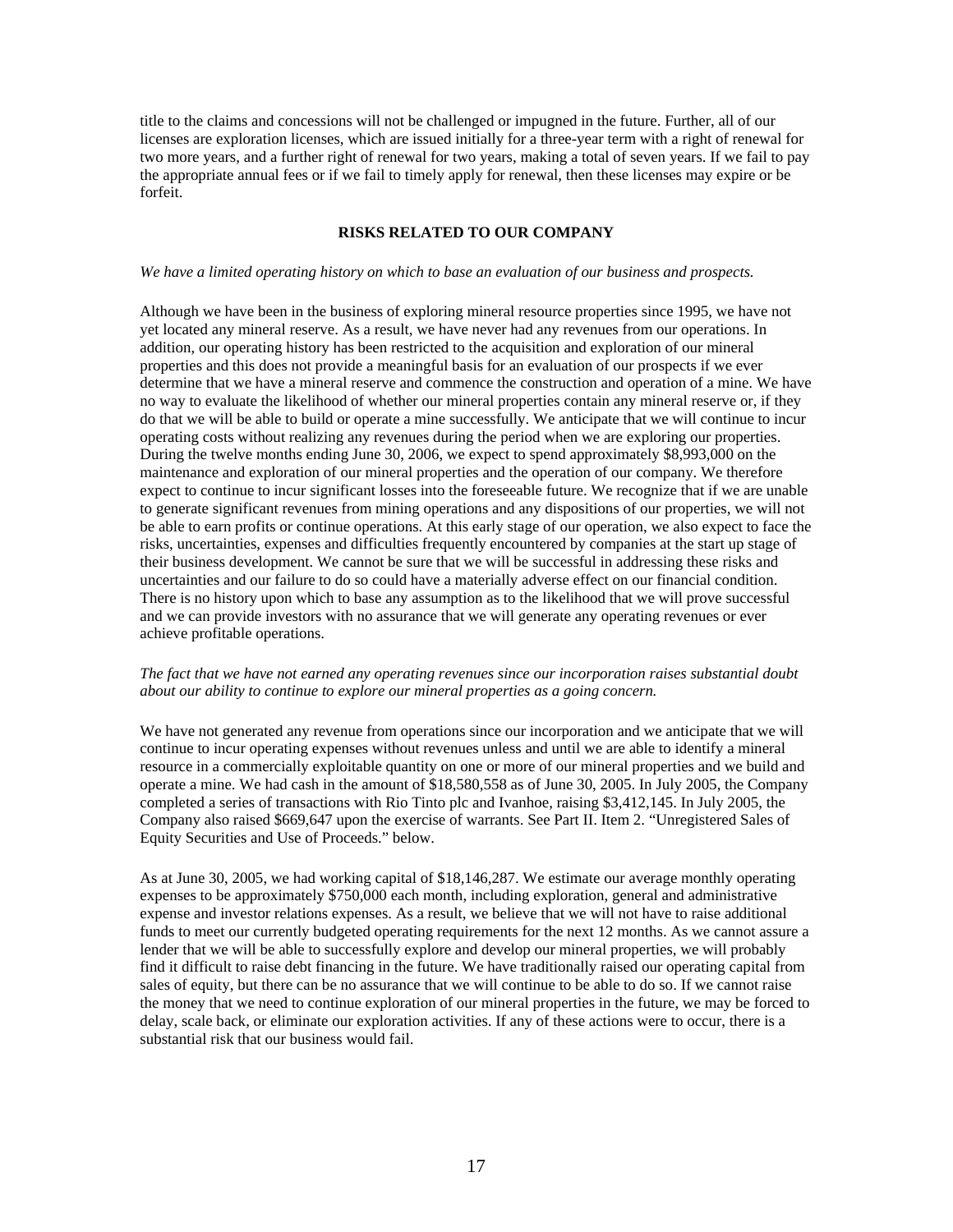title to the claims and concessions will not be challenged or impugned in the future. Further, all of our licenses are exploration licenses, which are issued initially for a three-year term with a right of renewal for two more years, and a further right of renewal for two years, making a total of seven years. If we fail to pay the appropriate annual fees or if we fail to timely apply for renewal, then these licenses may expire or be forfeit.

## RISKS RELATED TO OUR COMPANY

*We have a limited operating history on which to base an evaluation of our business and prospects.*

Although we have been in the business of exploring mineral resource properties since 1995, we have not yet located any mineral reserve. As a result, we have never had any revenues from our operations. In addition, our operating history has been restricted to the acquisition and exploration of our mineral properties and this does not provide a meaningful basis for an evaluation of our prospects if we ever determine that we have a mineral reserve and commence the construction and operation of a mine. We have no way to evaluate the likelihood of whether our mineral properties contain any mineral reserve or, if they do that we will be able to build or operate a mine successfully. We anticipate that we will continue to incur operating costs without realizing any revenues during the period when we are exploring our properties. During the twelve months ending June 30, 2006, we expect to spend approximately $8,993,000 on the maintenance and exploration of our mineral properties and the operation of our company. We therefore expect to continue to incur significant losses into the foreseeable future. We recognize that if we are unable to generate significant revenues from mining operations and any dispositions of our properties, we will not be able to earn profits or continue operations. At this early stage of our operation, we also expect to face the risks, uncertainties, expenses and difficulties frequently encountered by companies at the start up stage of their business development. We cannot be sure that we will be successful in addressing these risks and uncertainties and our failure to do so could have a materially adverse effect on our financial condition. There is no history upon which to base any assumption as to the likelihood that we will prove successful and we can provide investors with no assurance that we will generate any operating revenues or ever achieve profitable operations.

*The fact that we have not earned any operating revenues since our incorporation raises substantial doubt about our ability to continue to explore our mineral properties as a going concern.*

We have not generated any revenue from operations since our incorporation and we anticipate that we will continue to incur operating expenses without revenues unless and until we are able to identify a mineral resource in a commercially exploitable quantity on one or more of our mineral properties and we build and operate a mine. We had cash in the amount of $18,580,558 as of June 30, 2005. In July 2005, the Company completed a series of transactions with Rio Tinto plc and Ivanhoe, raising $3,412,145. In July 2005, the Company also raised $669,647 upon the exercise of warrants. See Part II. Item 2. "Unregistered Sales of Equity Securities and Use of Proceeds." below.

As at June 30, 2005, we had working capital of $18,146,287. We estimate our average monthly operating expenses to be approximately $750,000 each month, including exploration, general and administrative expense and investor relations expenses. As a result, we believe that we will not have to raise additional funds to meet our currently budgeted operating requirements for the next 12 months. As we cannot assure a lender that we will be able to successfully explore and develop our mineral properties, we will probably find it difficult to raise debt financing in the future. We have traditionally raised our operating capital from sales of equity, but there can be no assurance that we will continue to be able to do so. If we cannot raise the money that we need to continue exploration of our mineral properties in the future, we may be forced to delay, scale back, or eliminate our exploration activities. If any of these actions were to occur, there is a substantial risk that our business would fail.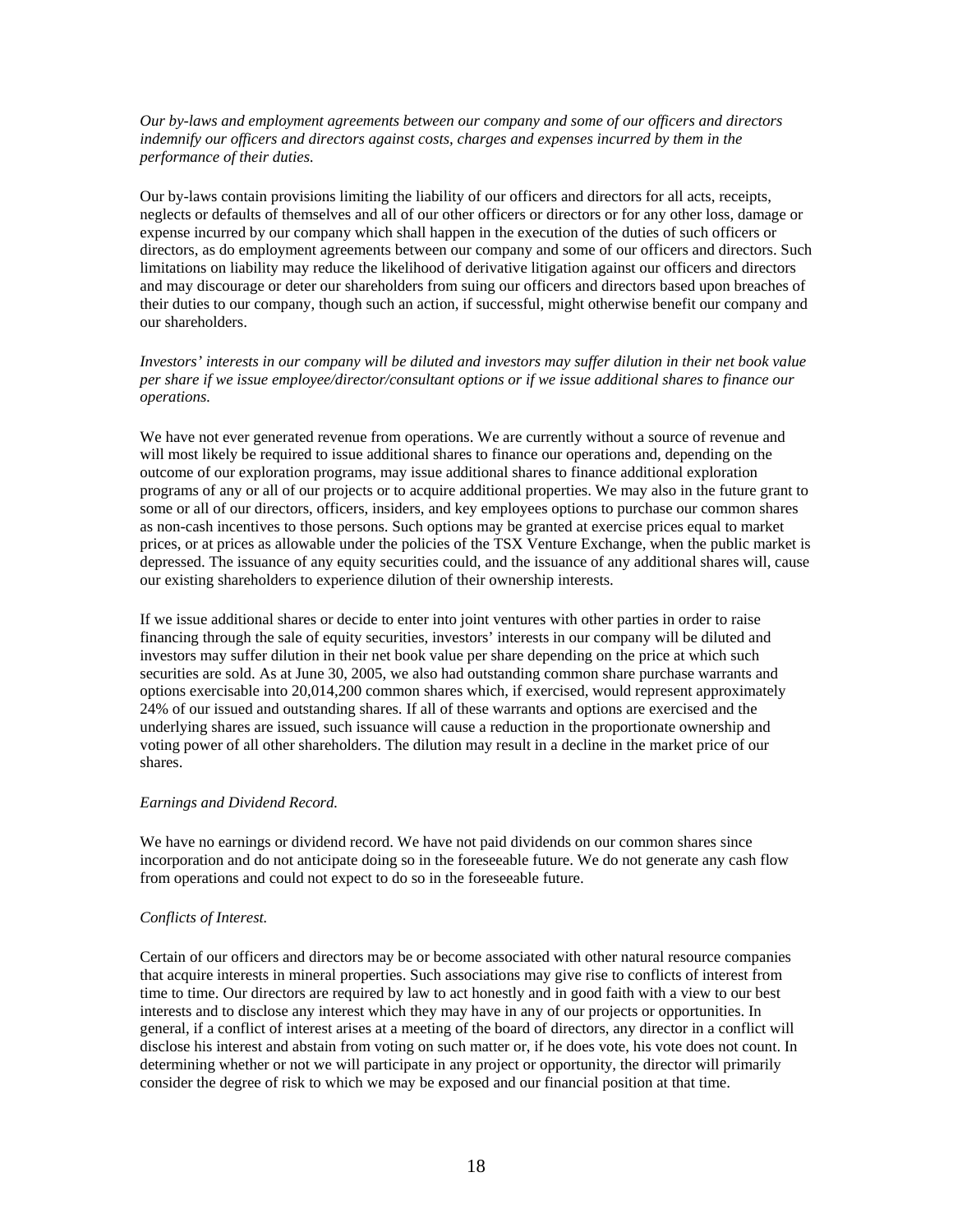*Our by-laws and employment agreements between our company and some of our officers and directors indemnify our officers and directors against costs, charges and expenses incurred by them in the performance of their duties.*

Our by-laws contain provisions limiting the liability of our officers and directors for all acts, receipts, neglects or defaults of themselves and all of our other officers or directors or for any other loss, damage or expense incurred by our company which shall happen in the execution of the duties of such officers or directors, as do employment agreements between our company and some of our officers and directors. Such limitations on liability may reduce the likelihood of derivative litigation against our officers and directors and may discourage or deter our shareholders from suing our officers and directors based upon breaches of their duties to our company, though such an action, if successful, might otherwise benefit our company and our shareholders.

*Investors' interests in our company will be diluted and investors may suffer dilution in their net book value per share if we issue employee/director/consultant options or if we issue additional shares to finance our operations.*

We have not ever generated revenue from operations. We are currently without a source of revenue and will most likely be required to issue additional shares to finance our operations and, depending on the outcome of our exploration programs, may issue additional shares to finance additional exploration programs of any or all of our projects or to acquire additional properties. We may also in the future grant to some or all of our directors, officers, insiders, and key employees options to purchase our common shares as non-cash incentives to those persons. Such options may be granted at exercise prices equal to market prices, or at prices as allowable under the policies of the TSX Venture Exchange, when the public market is depressed. The issuance of any equity securities could, and the issuance of any additional shares will, cause our existing shareholders to experience dilution of their ownership interests.

If we issue additional shares or decide to enter into joint ventures with other parties in order to raise financing through the sale of equity securities, investors' interests in our company will be diluted and investors may suffer dilution in their net book value per share depending on the price at which such securities are sold. As at June 30, 2005, we also had outstanding common share purchase warrants and options exercisable into 20,014,200 common shares which, if exercised, would represent approximately 24% of our issued and outstanding shares. If all of these warrants and options are exercised and the underlying shares are issued, such issuance will cause a reduction in the proportionate ownership and voting power of all other shareholders. The dilution may result in a decline in the market price of our shares.

*Earnings and Dividend Record.*

We have no earnings or dividend record. We have not paid dividends on our common shares since incorporation and do not anticipate doing so in the foreseeable future. We do not generate any cash flow from operations and could not expect to do so in the foreseeable future.

*Conflicts of Interest.*

Certain of our officers and directors may be or become associated with other natural resource companies that acquire interests in mineral properties. Such associations may give rise to conflicts of interest from time to time. Our directors are required by law to act honestly and in good faith with a view to our best interests and to disclose any interest which they may have in any of our projects or opportunities. In general, if a conflict of interest arises at a meeting of the board of directors, any director in a conflict will disclose his interest and abstain from voting on such matter or, if he does vote, his vote does not count. In determining whether or not we will participate in any project or opportunity, the director will primarily consider the degree of risk to which we may be exposed and our financial position at that time.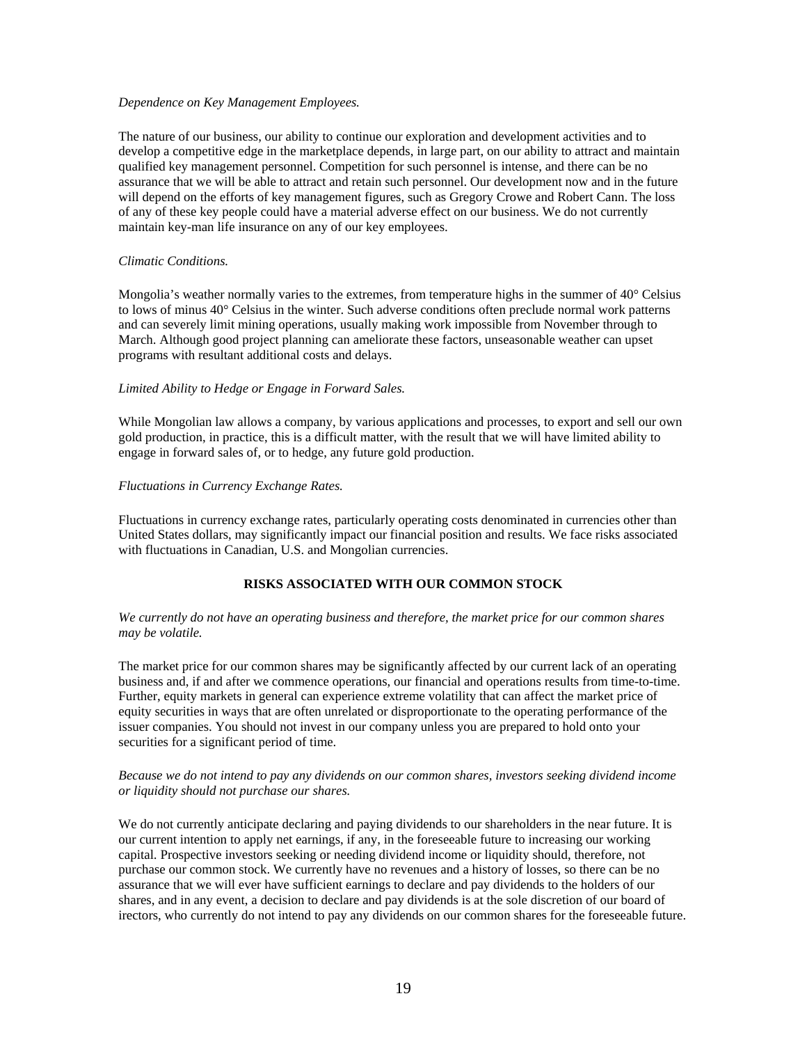*Dependence on Key Management Employees.*

The nature of our business, our ability to continue our exploration and development activities and to develop a competitive edge in the marketplace depends, in large part, on our ability to attract and maintain qualified key management personnel. Competition for such personnel is intense, and there can be no assurance that we will be able to attract and retain such personnel. Our development now and in the future will depend on the efforts of key management figures, such as Gregory Crowe and Robert Cann. The loss of any of these key people could have a material adverse effect on our business. We do not currently maintain key-man life insurance on any of our key employees.

*Climatic Conditions.*

Mongolia's weather normally varies to the extremes, from temperature highs in the summer of 40° Celsius to lows of minus 40° Celsius in the winter. Such adverse conditions often preclude normal work patterns and can severely limit mining operations, usually making work impossible from November through to March. Although good project planning can ameliorate these factors, unseasonable weather can upset programs with resultant additional costs and delays.

*Limited Ability to Hedge or Engage in Forward Sales.*

While Mongolian law allows a company, by various applications and processes, to export and sell our own gold production, in practice, this is a difficult matter, with the result that we will have limited ability to engage in forward sales of, or to hedge, any future gold production.

*Fluctuations in Currency Exchange Rates.*

Fluctuations in currency exchange rates, particularly operating costs denominated in currencies other than United States dollars, may significantly impact our financial position and results. We face risks associated with fluctuations in Canadian, U.S. and Mongolian currencies.

## RISKS ASSOCIATED WITH OUR COMMON STOCK

*We currently do not have an operating business and therefore, the market price for our common shares may be volatile.*

The market price for our common shares may be significantly affected by our current lack of an operating business and, if and after we commence operations, our financial and operations results from time-to-time. Further, equity markets in general can experience extreme volatility that can affect the market price of equity securities in ways that are often unrelated or disproportionate to the operating performance of the issuer companies. You should not invest in our company unless you are prepared to hold onto your securities for a significant period of time.

*Because we do not intend to pay any dividends on our common shares, investors seeking dividend income or liquidity should not purchase our shares.*

We do not currently anticipate declaring and paying dividends to our shareholders in the near future. It is our current intention to apply net earnings, if any, in the foreseeable future to increasing our working capital. Prospective investors seeking or needing dividend income or liquidity should, therefore, not purchase our common stock. We currently have no revenues and a history of losses, so there can be no assurance that we will ever have sufficient earnings to declare and pay dividends to the holders of our shares, and in any event, a decision to declare and pay dividends is at the sole discretion of our board of irectors, who currently do not intend to pay any dividends on our common shares for the foreseeable future.